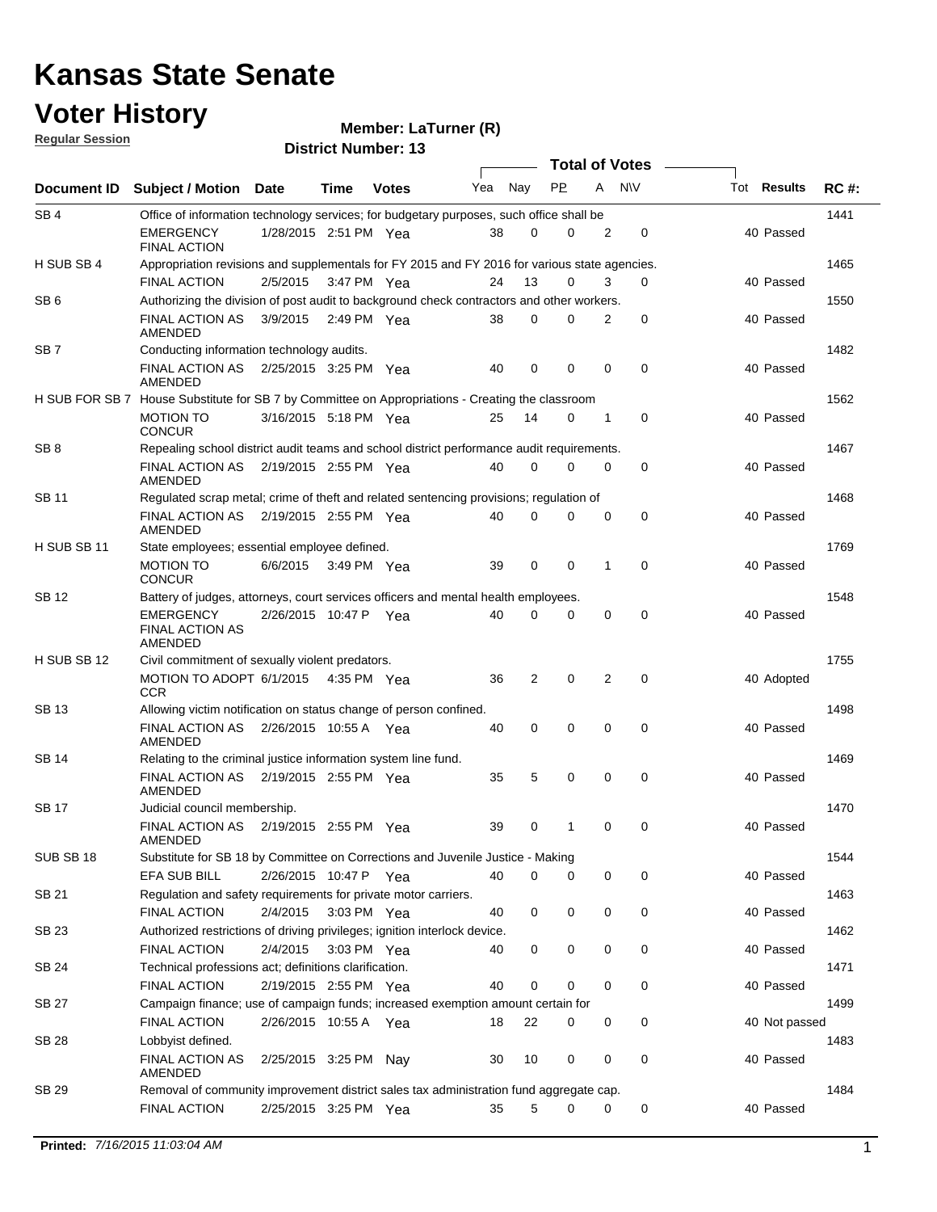# Kansas State Senate

# Voter History

**Regular Session**

**Member: LaTurner (R)**

**District Number: 13**

| Document ID | Subject / Motion | Date | Time | Votes | Yea | Nay | PP | A | N\V | Tot | Results | RC #: |
|---|---|---|---|---|---|---|---|---|---|---|---|---|
| SB 4 | Office of information technology services; for budgetary purposes, such office shall be | | | | | | | | | | | 1441 |
| | EMERGENCY FINAL ACTION | 1/28/2015 | 2:51 PM | Yea | 38 | 0 | 0 | 2 | 0 | 40 | Passed | |
| H SUB SB 4 | Appropriation revisions and supplementals for FY 2015 and FY 2016 for various state agencies. | | | | | | | | | | | 1465 |
| | FINAL ACTION | 2/5/2015 | 3:47 PM | Yea | 24 | 13 | 0 | 3 | 0 | 40 | Passed | |
| SB 6 | Authorizing the division of post audit to background check contractors and other workers. | | | | | | | | | | | 1550 |
| | FINAL ACTION AS AMENDED | 3/9/2015 | 2:49 PM | Yea | 38 | 0 | 0 | 2 | 0 | 40 | Passed | |
| SB 7 | Conducting information technology audits. | | | | | | | | | | | 1482 |
| | FINAL ACTION AS AMENDED | 2/25/2015 | 3:25 PM | Yea | 40 | 0 | 0 | 0 | 0 | 40 | Passed | |
| H SUB FOR SB 7 | House Substitute for SB 7 by Committee on Appropriations - Creating the classroom | | | | | | | | | | | 1562 |
| | MOTION TO CONCUR | 3/16/2015 | 5:18 PM | Yea | 25 | 14 | 0 | 1 | 0 | 40 | Passed | |
| SB 8 | Repealing school district audit teams and school district performance audit requirements. | | | | | | | | | | | 1467 |
| | FINAL ACTION AS AMENDED | 2/19/2015 | 2:55 PM | Yea | 40 | 0 | 0 | 0 | 0 | 40 | Passed | |
| SB 11 | Regulated scrap metal; crime of theft and related sentencing provisions; regulation of | | | | | | | | | | | 1468 |
| | FINAL ACTION AS AMENDED | 2/19/2015 | 2:55 PM | Yea | 40 | 0 | 0 | 0 | 0 | 40 | Passed | |
| H SUB SB 11 | State employees; essential employee defined. | | | | | | | | | | | 1769 |
| | MOTION TO CONCUR | 6/6/2015 | 3:49 PM | Yea | 39 | 0 | 0 | 1 | 0 | 40 | Passed | |
| SB 12 | Battery of judges, attorneys, court services officers and mental health employees. | | | | | | | | | | | 1548 |
| | EMERGENCY FINAL ACTION AS AMENDED | 2/26/2015 | 10:47 P | Yea | 40 | 0 | 0 | 0 | 0 | 40 | Passed | |
| H SUB SB 12 | Civil commitment of sexually violent predators. | | | | | | | | | | | 1755 |
| | MOTION TO ADOPT CCR | 6/1/2015 | 4:35 PM | Yea | 36 | 2 | 0 | 2 | 0 | 40 | Adopted | |
| SB 13 | Allowing victim notification on status change of person confined. | | | | | | | | | | | 1498 |
| | FINAL ACTION AS AMENDED | 2/26/2015 | 10:55 A | Yea | 40 | 0 | 0 | 0 | 0 | 40 | Passed | |
| SB 14 | Relating to the criminal justice information system line fund. | | | | | | | | | | | 1469 |
| | FINAL ACTION AS AMENDED | 2/19/2015 | 2:55 PM | Yea | 35 | 5 | 0 | 0 | 0 | 40 | Passed | |
| SB 17 | Judicial council membership. | | | | | | | | | | | 1470 |
| | FINAL ACTION AS AMENDED | 2/19/2015 | 2:55 PM | Yea | 39 | 0 | 1 | 0 | 0 | 40 | Passed | |
| SUB SB 18 | Substitute for SB 18 by Committee on Corrections and Juvenile Justice - Making | | | | | | | | | | | 1544 |
| | EFA SUB BILL | 2/26/2015 | 10:47 P | Yea | 40 | 0 | 0 | 0 | 0 | 40 | Passed | |
| SB 21 | Regulation and safety requirements for private motor carriers. | | | | | | | | | | | 1463 |
| | FINAL ACTION | 2/4/2015 | 3:03 PM | Yea | 40 | 0 | 0 | 0 | 0 | 40 | Passed | |
| SB 23 | Authorized restrictions of driving privileges; ignition interlock device. | | | | | | | | | | | 1462 |
| | FINAL ACTION | 2/4/2015 | 3:03 PM | Yea | 40 | 0 | 0 | 0 | 0 | 40 | Passed | |
| SB 24 | Technical professions act; definitions clarification. | | | | | | | | | | | 1471 |
| | FINAL ACTION | 2/19/2015 | 2:55 PM | Yea | 40 | 0 | 0 | 0 | 0 | 40 | Passed | |
| SB 27 | Campaign finance; use of campaign funds; increased exemption amount certain for | | | | | | | | | | | 1499 |
| | FINAL ACTION | 2/26/2015 | 10:55 A | Yea | 18 | 22 | 0 | 0 | 0 | 40 | Not passed | |
| SB 28 | Lobbyist defined. | | | | | | | | | | | 1483 |
| | FINAL ACTION AS AMENDED | 2/25/2015 | 3:25 PM | Nay | 30 | 10 | 0 | 0 | 0 | 40 | Passed | |
| SB 29 | Removal of community improvement district sales tax administration fund aggregate cap. | | | | | | | | | | | 1484 |
| | FINAL ACTION | 2/25/2015 | 3:25 PM | Yea | 35 | 5 | 0 | 0 | 0 | 40 | Passed | |

**Printed:** *7/16/2015 11:03:04 AM*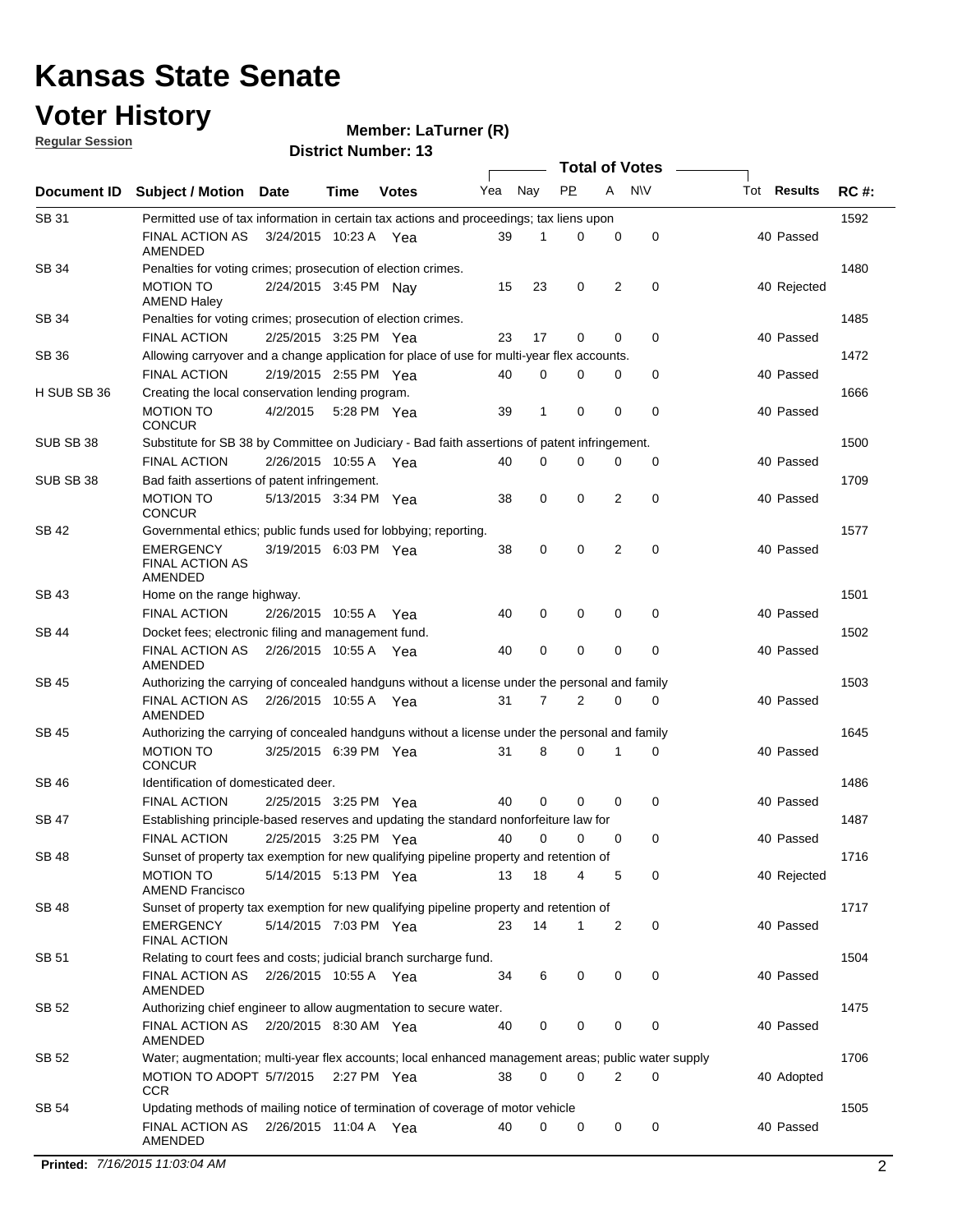# Kansas State Senate

# Voter History

**Regular Session**

**Member: LaTurner (R)**

**District Number: 13**

| Document ID | Subject / Motion | Date | Time | Votes | Yea | Nay | PP | A | N\V | Tot | Results | RC #: |
|---|---|---|---|---|---|---|---|---|---|---|---|---|
| SB 31 | Permitted use of tax information in certain tax actions and proceedings; tax liens upon | | | | | | | | | | | 1592 |
| | FINAL ACTION AS AMENDED | 3/24/2015 | 10:23 A | Yea | 39 | 1 | 0 | 0 | 0 | 40 | Passed | |
| SB 34 | Penalties for voting crimes; prosecution of election crimes. | | | | | | | | | | | 1480 |
| | MOTION TO AMEND Haley | 2/24/2015 | 3:45 PM | Nay | 15 | 23 | 0 | 2 | 0 | 40 | Rejected | |
| SB 34 | Penalties for voting crimes; prosecution of election crimes. | | | | | | | | | | | 1485 |
| | FINAL ACTION | 2/25/2015 | 3:25 PM | Yea | 23 | 17 | 0 | 0 | 0 | 40 | Passed | |
| SB 36 | Allowing carryover and a change application for place of use for multi-year flex accounts. | | | | | | | | | | | 1472 |
| | FINAL ACTION | 2/19/2015 | 2:55 PM | Yea | 40 | 0 | 0 | 0 | 0 | 40 | Passed | |
| H SUB SB 36 | Creating the local conservation lending program. | | | | | | | | | | | 1666 |
| | MOTION TO CONCUR | 4/2/2015 | 5:28 PM | Yea | 39 | 1 | 0 | 0 | 0 | 40 | Passed | |
| SUB SB 38 | Substitute for SB 38 by Committee on Judiciary - Bad faith assertions of patent infringement. | | | | | | | | | | | 1500 |
| | FINAL ACTION | 2/26/2015 | 10:55 A | Yea | 40 | 0 | 0 | 0 | 0 | 40 | Passed | |
| SUB SB 38 | Bad faith assertions of patent infringement. | | | | | | | | | | | 1709 |
| | MOTION TO CONCUR | 5/13/2015 | 3:34 PM | Yea | 38 | 0 | 0 | 2 | 0 | 40 | Passed | |
| SB 42 | Governmental ethics; public funds used for lobbying; reporting. | | | | | | | | | | | 1577 |
| | EMERGENCY FINAL ACTION AS AMENDED | 3/19/2015 | 6:03 PM | Yea | 38 | 0 | 0 | 2 | 0 | 40 | Passed | |
| SB 43 | Home on the range highway. | | | | | | | | | | | 1501 |
| | FINAL ACTION | 2/26/2015 | 10:55 A | Yea | 40 | 0 | 0 | 0 | 0 | 40 | Passed | |
| SB 44 | Docket fees; electronic filing and management fund. | | | | | | | | | | | 1502 |
| | FINAL ACTION AS AMENDED | 2/26/2015 | 10:55 A | Yea | 40 | 0 | 0 | 0 | 0 | 40 | Passed | |
| SB 45 | Authorizing the carrying of concealed handguns without a license under the personal and family | | | | | | | | | | | 1503 |
| | FINAL ACTION AS AMENDED | 2/26/2015 | 10:55 A | Yea | 31 | 7 | 2 | 0 | 0 | 40 | Passed | |
| SB 45 | Authorizing the carrying of concealed handguns without a license under the personal and family | | | | | | | | | | | 1645 |
| | MOTION TO CONCUR | 3/25/2015 | 6:39 PM | Yea | 31 | 8 | 0 | 1 | 0 | 40 | Passed | |
| SB 46 | Identification of domesticated deer. | | | | | | | | | | | 1486 |
| | FINAL ACTION | 2/25/2015 | 3:25 PM | Yea | 40 | 0 | 0 | 0 | 0 | 40 | Passed | |
| SB 47 | Establishing principle-based reserves and updating the standard nonforfeiture law for | | | | | | | | | | | 1487 |
| | FINAL ACTION | 2/25/2015 | 3:25 PM | Yea | 40 | 0 | 0 | 0 | 0 | 40 | Passed | |
| SB 48 | Sunset of property tax exemption for new qualifying pipeline property and retention of | | | | | | | | | | | 1716 |
| | MOTION TO AMEND Francisco | 5/14/2015 | 5:13 PM | Yea | 13 | 18 | 4 | 5 | 0 | 40 | Rejected | |
| SB 48 | Sunset of property tax exemption for new qualifying pipeline property and retention of | | | | | | | | | | | 1717 |
| | EMERGENCY FINAL ACTION | 5/14/2015 | 7:03 PM | Yea | 23 | 14 | 1 | 2 | 0 | 40 | Passed | |
| SB 51 | Relating to court fees and costs; judicial branch surcharge fund. | | | | | | | | | | | 1504 |
| | FINAL ACTION AS AMENDED | 2/26/2015 | 10:55 A | Yea | 34 | 6 | 0 | 0 | 0 | 40 | Passed | |
| SB 52 | Authorizing chief engineer to allow augmentation to secure water. | | | | | | | | | | | 1475 |
| | FINAL ACTION AS AMENDED | 2/20/2015 | 8:30 AM | Yea | 40 | 0 | 0 | 0 | 0 | 40 | Passed | |
| SB 52 | Water; augmentation; multi-year flex accounts; local enhanced management areas; public water supply | | | | | | | | | | | 1706 |
| | MOTION TO ADOPT CCR | 5/7/2015 | 2:27 PM | Yea | 38 | 0 | 0 | 2 | 0 | 40 | Adopted | |
| SB 54 | Updating methods of mailing notice of termination of coverage of motor vehicle | | | | | | | | | | | 1505 |
| | FINAL ACTION AS AMENDED | 2/26/2015 | 11:04 A | Yea | 40 | 0 | 0 | 0 | 0 | 40 | Passed | |

**Printed:** *7/16/2015 11:03:04 AM*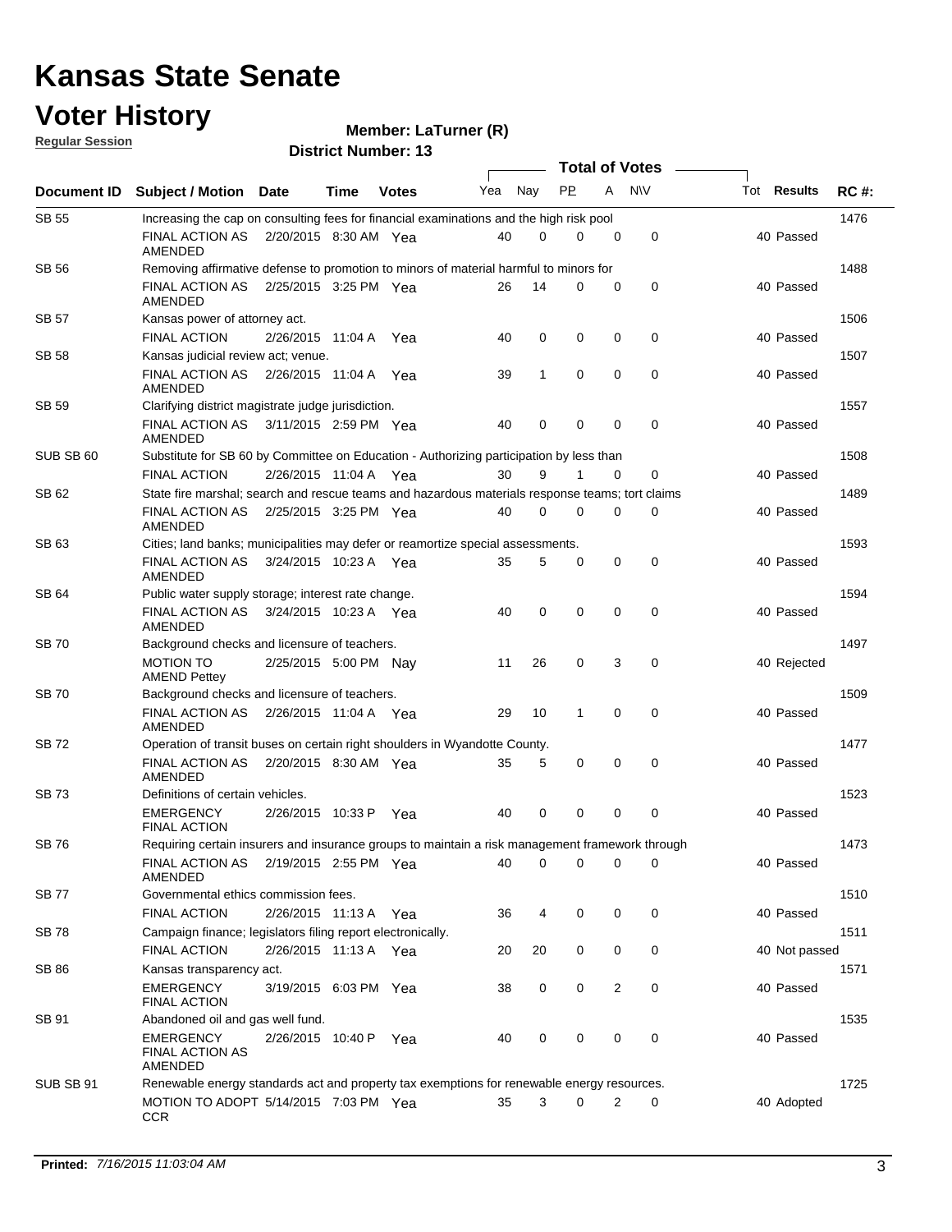# Kansas State Senate

# Voter History

**Regular Session**

**Member: LaTurner (R)**

**District Number: 13**

| Document ID | Subject / Motion | Date | Time | Votes | Yea | Nay | PP | A | N\V | Tot | Results | RC #: |
|---|---|---|---|---|---|---|---|---|---|---|---|---|
| SB 55 | Increasing the cap on consulting fees for financial examinations and the high risk pool | | | | | | | | | | | 1476 |
| | FINAL ACTION AS AMENDED | 2/20/2015 | 8:30 AM | Yea | 40 | 0 | 0 | 0 | 0 | 40 | Passed | |
| SB 56 | Removing affirmative defense to promotion to minors of material harmful to minors for | | | | | | | | | | | 1488 |
| | FINAL ACTION AS AMENDED | 2/25/2015 | 3:25 PM | Yea | 26 | 14 | 0 | 0 | 0 | 40 | Passed | |
| SB 57 | Kansas power of attorney act. | | | | | | | | | | | 1506 |
| | FINAL ACTION | 2/26/2015 | 11:04 A | Yea | 40 | 0 | 0 | 0 | 0 | 40 | Passed | |
| SB 58 | Kansas judicial review act; venue. | | | | | | | | | | | 1507 |
| | FINAL ACTION AS AMENDED | 2/26/2015 | 11:04 A | Yea | 39 | 1 | 0 | 0 | 0 | 40 | Passed | |
| SB 59 | Clarifying district magistrate judge jurisdiction. | | | | | | | | | | | 1557 |
| | FINAL ACTION AS AMENDED | 3/11/2015 | 2:59 PM | Yea | 40 | 0 | 0 | 0 | 0 | 40 | Passed | |
| SUB SB 60 | Substitute for SB 60 by Committee on Education - Authorizing participation by less than | | | | | | | | | | | 1508 |
| | FINAL ACTION | 2/26/2015 | 11:04 A | Yea | 30 | 9 | 1 | 0 | 0 | 40 | Passed | |
| SB 62 | State fire marshal; search and rescue teams and hazardous materials response teams; tort claims | | | | | | | | | | | 1489 |
| | FINAL ACTION AS AMENDED | 2/25/2015 | 3:25 PM | Yea | 40 | 0 | 0 | 0 | 0 | 40 | Passed | |
| SB 63 | Cities; land banks; municipalities may defer or reamortize special assessments. | | | | | | | | | | | 1593 |
| | FINAL ACTION AS AMENDED | 3/24/2015 | 10:23 A | Yea | 35 | 5 | 0 | 0 | 0 | 40 | Passed | |
| SB 64 | Public water supply storage; interest rate change. | | | | | | | | | | | 1594 |
| | FINAL ACTION AS AMENDED | 3/24/2015 | 10:23 A | Yea | 40 | 0 | 0 | 0 | 0 | 40 | Passed | |
| SB 70 | Background checks and licensure of teachers. | | | | | | | | | | | 1497 |
| | MOTION TO AMEND Pettey | 2/25/2015 | 5:00 PM | Nay | 11 | 26 | 0 | 3 | 0 | 40 | Rejected | |
| SB 70 | Background checks and licensure of teachers. | | | | | | | | | | | 1509 |
| | FINAL ACTION AS AMENDED | 2/26/2015 | 11:04 A | Yea | 29 | 10 | 1 | 0 | 0 | 40 | Passed | |
| SB 72 | Operation of transit buses on certain right shoulders in Wyandotte County. | | | | | | | | | | | 1477 |
| | FINAL ACTION AS AMENDED | 2/20/2015 | 8:30 AM | Yea | 35 | 5 | 0 | 0 | 0 | 40 | Passed | |
| SB 73 | Definitions of certain vehicles. | | | | | | | | | | | 1523 |
| | EMERGENCY FINAL ACTION | 2/26/2015 | 10:33 P | Yea | 40 | 0 | 0 | 0 | 0 | 40 | Passed | |
| SB 76 | Requiring certain insurers and insurance groups to maintain a risk management framework through | | | | | | | | | | | 1473 |
| | FINAL ACTION AS AMENDED | 2/19/2015 | 2:55 PM | Yea | 40 | 0 | 0 | 0 | 0 | 40 | Passed | |
| SB 77 | Governmental ethics commission fees. | | | | | | | | | | | 1510 |
| | FINAL ACTION | 2/26/2015 | 11:13 A | Yea | 36 | 4 | 0 | 0 | 0 | 40 | Passed | |
| SB 78 | Campaign finance; legislators filing report electronically. | | | | | | | | | | | 1511 |
| | FINAL ACTION | 2/26/2015 | 11:13 A | Yea | 20 | 20 | 0 | 0 | 0 | 40 | Not passed | |
| SB 86 | Kansas transparency act. | | | | | | | | | | | 1571 |
| | EMERGENCY FINAL ACTION | 3/19/2015 | 6:03 PM | Yea | 38 | 0 | 0 | 2 | 0 | 40 | Passed | |
| SB 91 | Abandoned oil and gas well fund. | | | | | | | | | | | 1535 |
| | EMERGENCY FINAL ACTION AS AMENDED | 2/26/2015 | 10:40 P | Yea | 40 | 0 | 0 | 0 | 0 | 40 | Passed | |
| SUB SB 91 | Renewable energy standards act and property tax exemptions for renewable energy resources. | | | | | | | | | | | 1725 |
| | MOTION TO ADOPT CCR | 5/14/2015 | 7:03 PM | Yea | 35 | 3 | 0 | 2 | 0 | 40 | Adopted | |

**Printed:** *7/16/2015 11:03:04 AM*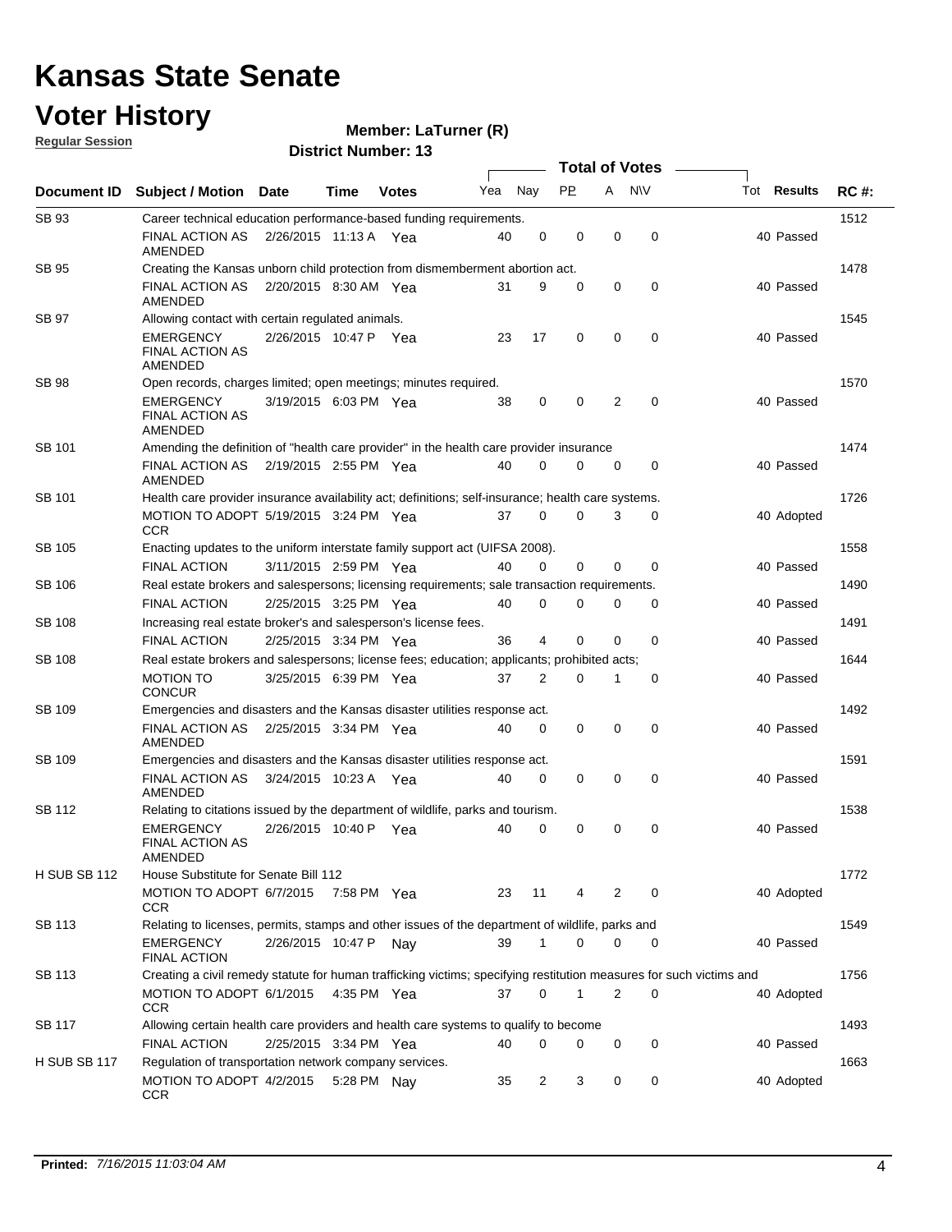# Kansas State Senate

# Voter History

**Regular Session**

**Member: LaTurner (R)**

**District Number: 13**

| Document ID | Subject / Motion | Date | Time | Votes | Yea | Nay | PP | A | N\V | Tot | Results | RC #: |
|---|---|---|---|---|---|---|---|---|---|---|---|---|
| SB 93 | Career technical education performance-based funding requirements. | | | | | | | | | | | 1512 |
| | FINAL ACTION AS AMENDED | 2/26/2015 | 11:13 A | Yea | 40 | 0 | 0 | 0 | 0 | 40 | Passed | |
| SB 95 | Creating the Kansas unborn child protection from dismemberment abortion act. | | | | | | | | | | | 1478 |
| | FINAL ACTION AS AMENDED | 2/20/2015 | 8:30 AM | Yea | 31 | 9 | 0 | 0 | 0 | 40 | Passed | |
| SB 97 | Allowing contact with certain regulated animals. | | | | | | | | | | | 1545 |
| | EMERGENCY FINAL ACTION AS AMENDED | 2/26/2015 | 10:47 P | Yea | 23 | 17 | 0 | 0 | 0 | 40 | Passed | |
| SB 98 | Open records, charges limited; open meetings; minutes required. | | | | | | | | | | | 1570 |
| | EMERGENCY FINAL ACTION AS AMENDED | 3/19/2015 | 6:03 PM | Yea | 38 | 0 | 0 | 2 | 0 | 40 | Passed | |
| SB 101 | Amending the definition of "health care provider" in the health care provider insurance | | | | | | | | | | | 1474 |
| | FINAL ACTION AS AMENDED | 2/19/2015 | 2:55 PM | Yea | 40 | 0 | 0 | 0 | 0 | 40 | Passed | |
| SB 101 | Health care provider insurance availability act; definitions; self-insurance; health care systems. | | | | | | | | | | | 1726 |
| | MOTION TO ADOPT CCR | 5/19/2015 | 3:24 PM | Yea | 37 | 0 | 0 | 3 | 0 | 40 | Adopted | |
| SB 105 | Enacting updates to the uniform interstate family support act (UIFSA 2008). | | | | | | | | | | | 1558 |
| | FINAL ACTION | 3/11/2015 | 2:59 PM | Yea | 40 | 0 | 0 | 0 | 0 | 40 | Passed | |
| SB 106 | Real estate brokers and salespersons; licensing requirements; sale transaction requirements. | | | | | | | | | | | 1490 |
| | FINAL ACTION | 2/25/2015 | 3:25 PM | Yea | 40 | 0 | 0 | 0 | 0 | 40 | Passed | |
| SB 108 | Increasing real estate broker's and salesperson's license fees. | | | | | | | | | | | 1491 |
| | FINAL ACTION | 2/25/2015 | 3:34 PM | Yea | 36 | 4 | 0 | 0 | 0 | 40 | Passed | |
| SB 108 | Real estate brokers and salespersons; license fees; education; applicants; prohibited acts; | | | | | | | | | | | 1644 |
| | MOTION TO CONCUR | 3/25/2015 | 6:39 PM | Yea | 37 | 2 | 0 | 1 | 0 | 40 | Passed | |
| SB 109 | Emergencies and disasters and the Kansas disaster utilities response act. | | | | | | | | | | | 1492 |
| | FINAL ACTION AS AMENDED | 2/25/2015 | 3:34 PM | Yea | 40 | 0 | 0 | 0 | 0 | 40 | Passed | |
| SB 109 | Emergencies and disasters and the Kansas disaster utilities response act. | | | | | | | | | | | 1591 |
| | FINAL ACTION AS AMENDED | 3/24/2015 | 10:23 A | Yea | 40 | 0 | 0 | 0 | 0 | 40 | Passed | |
| SB 112 | Relating to citations issued by the department of wildlife, parks and tourism. | | | | | | | | | | | 1538 |
| | EMERGENCY FINAL ACTION AS AMENDED | 2/26/2015 | 10:40 P | Yea | 40 | 0 | 0 | 0 | 0 | 40 | Passed | |
| H SUB SB 112 | House Substitute for Senate Bill 112 | | | | | | | | | | | 1772 |
| | MOTION TO ADOPT CCR | 6/7/2015 | 7:58 PM | Yea | 23 | 11 | 4 | 2 | 0 | 40 | Adopted | |
| SB 113 | Relating to licenses, permits, stamps and other issues of the department of wildlife, parks and | | | | | | | | | | | 1549 |
| | EMERGENCY FINAL ACTION | 2/26/2015 | 10:47 P | Nay | 39 | 1 | 0 | 0 | 0 | 40 | Passed | |
| SB 113 | Creating a civil remedy statute for human trafficking victims; specifying restitution measures for such victims and | | | | | | | | | | | 1756 |
| | MOTION TO ADOPT CCR | 6/1/2015 | 4:35 PM | Yea | 37 | 0 | 1 | 2 | 0 | 40 | Adopted | |
| SB 117 | Allowing certain health care providers and health care systems to qualify to become | | | | | | | | | | | 1493 |
| | FINAL ACTION | 2/25/2015 | 3:34 PM | Yea | 40 | 0 | 0 | 0 | 0 | 40 | Passed | |
| H SUB SB 117 | Regulation of transportation network company services. | | | | | | | | | | | 1663 |
| | MOTION TO ADOPT CCR | 4/2/2015 | 5:28 PM | Nay | 35 | 2 | 3 | 0 | 0 | 40 | Adopted | |

**Printed:** *7/16/2015 11:03:04 AM*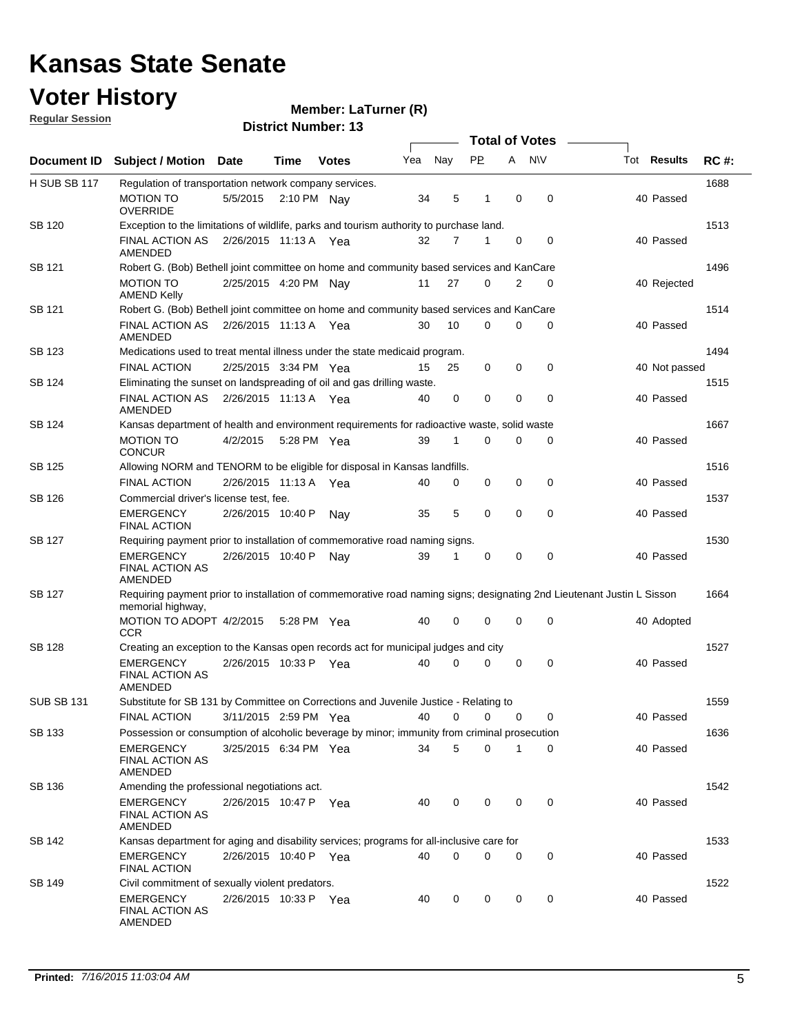# Kansas State Senate

# Voter History

**Regular Session**

**Member: LaTurner (R)**

**District Number: 13**

| Document ID | Subject / Motion | Date | Time | Votes | Yea | Nay | PP | A | N\V | Tot | Results | RC #: |
|---|---|---|---|---|---|---|---|---|---|---|---|---|
| H SUB SB 117 | Regulation of transportation network company services. | | | | | | | | | | | 1688 |
| | MOTION TO OVERRIDE | 5/5/2015 | 2:10 PM | Nay | 34 | 5 | 1 | 0 | 0 | 40 | Passed | |
| SB 120 | Exception to the limitations of wildlife, parks and tourism authority to purchase land. | | | | | | | | | | | 1513 |
| | FINAL ACTION AS AMENDED | 2/26/2015 | 11:13 A | Yea | 32 | 7 | 1 | 0 | 0 | 40 | Passed | |
| SB 121 | Robert G. (Bob) Bethell joint committee on home and community based services and KanCare | | | | | | | | | | | 1496 |
| | MOTION TO AMEND Kelly | 2/25/2015 | 4:20 PM | Nay | 11 | 27 | 0 | 2 | 0 | 40 | Rejected | |
| SB 121 | Robert G. (Bob) Bethell joint committee on home and community based services and KanCare | | | | | | | | | | | 1514 |
| | FINAL ACTION AS AMENDED | 2/26/2015 | 11:13 A | Yea | 30 | 10 | 0 | 0 | 0 | 40 | Passed | |
| SB 123 | Medications used to treat mental illness under the state medicaid program. | | | | | | | | | | | 1494 |
| | FINAL ACTION | 2/25/2015 | 3:34 PM | Yea | 15 | 25 | 0 | 0 | 0 | 40 | Not passed | |
| SB 124 | Eliminating the sunset on landspreading of oil and gas drilling waste. | | | | | | | | | | | 1515 |
| | FINAL ACTION AS AMENDED | 2/26/2015 | 11:13 A | Yea | 40 | 0 | 0 | 0 | 0 | 40 | Passed | |
| SB 124 | Kansas department of health and environment requirements for radioactive waste, solid waste | | | | | | | | | | | 1667 |
| | MOTION TO CONCUR | 4/2/2015 | 5:28 PM | Yea | 39 | 1 | 0 | 0 | 0 | 40 | Passed | |
| SB 125 | Allowing NORM and TENORM to be eligible for disposal in Kansas landfills. | | | | | | | | | | | 1516 |
| | FINAL ACTION | 2/26/2015 | 11:13 A | Yea | 40 | 0 | 0 | 0 | 0 | 40 | Passed | |
| SB 126 | Commercial driver's license test, fee. | | | | | | | | | | | 1537 |
| | EMERGENCY FINAL ACTION | 2/26/2015 | 10:40 P | Nay | 35 | 5 | 0 | 0 | 0 | 40 | Passed | |
| SB 127 | Requiring payment prior to installation of commemorative road naming signs. | | | | | | | | | | | 1530 |
| | EMERGENCY FINAL ACTION AS AMENDED | 2/26/2015 | 10:40 P | Nay | 39 | 1 | 0 | 0 | 0 | 40 | Passed | |
| SB 127 | Requiring payment prior to installation of commemorative road naming signs; designating 2nd Lieutenant Justin L Sisson memorial highway, | | | | | | | | | | | 1664 |
| | MOTION TO ADOPT CCR | 4/2/2015 | 5:28 PM | Yea | 40 | 0 | 0 | 0 | 0 | 40 | Adopted | |
| SB 128 | Creating an exception to the Kansas open records act for municipal judges and city | | | | | | | | | | | 1527 |
| | EMERGENCY FINAL ACTION AS AMENDED | 2/26/2015 | 10:33 P | Yea | 40 | 0 | 0 | 0 | 0 | 40 | Passed | |
| SUB SB 131 | Substitute for SB 131 by Committee on Corrections and Juvenile Justice - Relating to | | | | | | | | | | | 1559 |
| | FINAL ACTION | 3/11/2015 | 2:59 PM | Yea | 40 | 0 | 0 | 0 | 0 | 40 | Passed | |
| SB 133 | Possession or consumption of alcoholic beverage by minor; immunity from criminal prosecution | | | | | | | | | | | 1636 |
| | EMERGENCY FINAL ACTION AS AMENDED | 3/25/2015 | 6:34 PM | Yea | 34 | 5 | 0 | 1 | 0 | 40 | Passed | |
| SB 136 | Amending the professional negotiations act. | | | | | | | | | | | 1542 |
| | EMERGENCY FINAL ACTION AS AMENDED | 2/26/2015 | 10:47 P | Yea | 40 | 0 | 0 | 0 | 0 | 40 | Passed | |
| SB 142 | Kansas department for aging and disability services; programs for all-inclusive care for | | | | | | | | | | | 1533 |
| | EMERGENCY FINAL ACTION | 2/26/2015 | 10:40 P | Yea | 40 | 0 | 0 | 0 | 0 | 40 | Passed | |
| SB 149 | Civil commitment of sexually violent predators. | | | | | | | | | | | 1522 |
| | EMERGENCY FINAL ACTION AS AMENDED | 2/26/2015 | 10:33 P | Yea | 40 | 0 | 0 | 0 | 0 | 40 | Passed | |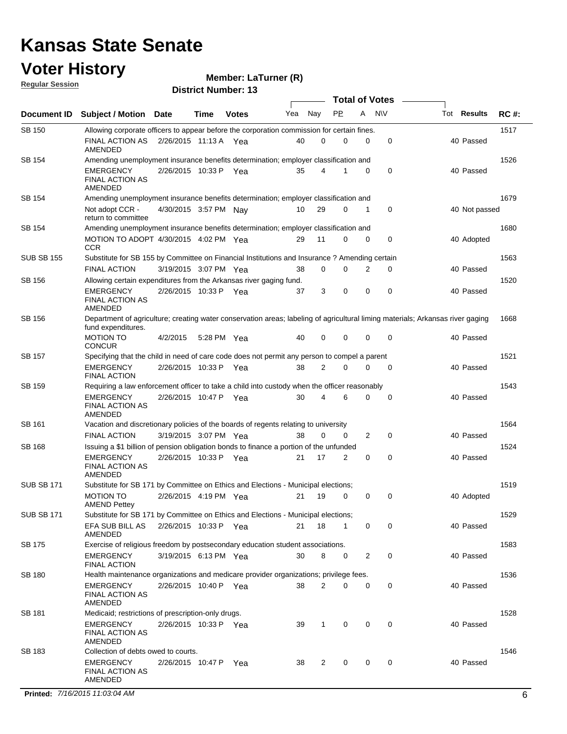# Kansas State Senate

# Voter History

**Regular Session**

**Member: LaTurner (R)**

**District Number: 13**

| Document ID | Subject / Motion | Date | Time | Votes | Yea | Nay | PP | A | N\V | Tot | Results | RC #: |
|---|---|---|---|---|---|---|---|---|---|---|---|---|
| SB 150 | Allowing corporate officers to appear before the corporation commission for certain fines. | | | | | | | | | | | 1517 |
| | FINAL ACTION AS AMENDED | 2/26/2015 | 11:13 A | Yea | 40 | 0 | 0 | 0 | 0 | 40 | Passed | |
| SB 154 | Amending unemployment insurance benefits determination; employer classification and | | | | | | | | | | | 1526 |
| | EMERGENCY FINAL ACTION AS AMENDED | 2/26/2015 | 10:33 P | Yea | 35 | 4 | 1 | 0 | 0 | 40 | Passed | |
| SB 154 | Amending unemployment insurance benefits determination; employer classification and | | | | | | | | | | | 1679 |
| | Not adopt CCR - return to committee | 4/30/2015 | 3:57 PM | Nay | 10 | 29 | 0 | 1 | 0 | 40 | Not passed | |
| SB 154 | Amending unemployment insurance benefits determination; employer classification and | | | | | | | | | | | 1680 |
| | MOTION TO ADOPT CCR | 4/30/2015 | 4:02 PM | Yea | 29 | 11 | 0 | 0 | 0 | 40 | Adopted | |
| SUB SB 155 | Substitute for SB 155 by Committee on Financial Institutions and Insurance ? Amending certain | | | | | | | | | | | 1563 |
| | FINAL ACTION | 3/19/2015 | 3:07 PM | Yea | 38 | 0 | 0 | 2 | 0 | 40 | Passed | |
| SB 156 | Allowing certain expenditures from the Arkansas river gaging fund. | | | | | | | | | | | 1520 |
| | EMERGENCY FINAL ACTION AS AMENDED | 2/26/2015 | 10:33 P | Yea | 37 | 3 | 0 | 0 | 0 | 40 | Passed | |
| SB 156 | Department of agriculture; creating water conservation areas; labeling of agricultural liming materials; Arkansas river gaging fund expenditures. | | | | | | | | | | | 1668 |
| | MOTION TO CONCUR | 4/2/2015 | 5:28 PM | Yea | 40 | 0 | 0 | 0 | 0 | 40 | Passed | |
| SB 157 | Specifying that the child in need of care code does not permit any person to compel a parent | | | | | | | | | | | 1521 |
| | EMERGENCY FINAL ACTION | 2/26/2015 | 10:33 P | Yea | 38 | 2 | 0 | 0 | 0 | 40 | Passed | |
| SB 159 | Requiring a law enforcement officer to take a child into custody when the officer reasonably | | | | | | | | | | | 1543 |
| | EMERGENCY FINAL ACTION AS AMENDED | 2/26/2015 | 10:47 P | Yea | 30 | 4 | 6 | 0 | 0 | 40 | Passed | |
| SB 161 | Vacation and discretionary policies of the boards of regents relating to university | | | | | | | | | | | 1564 |
| | FINAL ACTION | 3/19/2015 | 3:07 PM | Yea | 38 | 0 | 0 | 2 | 0 | 40 | Passed | |
| SB 168 | Issuing a $1 billion of pension obligation bonds to finance a portion of the unfunded | | | | | | | | | | | 1524 |
| | EMERGENCY FINAL ACTION AS AMENDED | 2/26/2015 | 10:33 P | Yea | 21 | 17 | 2 | 0 | 0 | 40 | Passed | |
| SUB SB 171 | Substitute for SB 171 by Committee on Ethics and Elections - Municipal elections; | | | | | | | | | | | 1519 |
| | MOTION TO AMEND Pettey | 2/26/2015 | 4:19 PM | Yea | 21 | 19 | 0 | 0 | 0 | 40 | Adopted | |
| SUB SB 171 | Substitute for SB 171 by Committee on Ethics and Elections - Municipal elections; | | | | | | | | | | | 1529 |
| | EFA SUB BILL AS AMENDED | 2/26/2015 | 10:33 P | Yea | 21 | 18 | 1 | 0 | 0 | 40 | Passed | |
| SB 175 | Exercise of religious freedom by postsecondary education student associations. | | | | | | | | | | | 1583 |
| | EMERGENCY FINAL ACTION | 3/19/2015 | 6:13 PM | Yea | 30 | 8 | 0 | 2 | 0 | 40 | Passed | |
| SB 180 | Health maintenance organizations and medicare provider organizations; privilege fees. | | | | | | | | | | | 1536 |
| | EMERGENCY FINAL ACTION AS AMENDED | 2/26/2015 | 10:40 P | Yea | 38 | 2 | 0 | 0 | 0 | 40 | Passed | |
| SB 181 | Medicaid; restrictions of prescription-only drugs. | | | | | | | | | | | 1528 |
| | EMERGENCY FINAL ACTION AS AMENDED | 2/26/2015 | 10:33 P | Yea | 39 | 1 | 0 | 0 | 0 | 40 | Passed | |
| SB 183 | Collection of debts owed to courts. | | | | | | | | | | | 1546 |
| | EMERGENCY FINAL ACTION AS AMENDED | 2/26/2015 | 10:47 P | Yea | 38 | 2 | 0 | 0 | 0 | 40 | Passed | |

**Printed:** *7/16/2015 11:03:04 AM*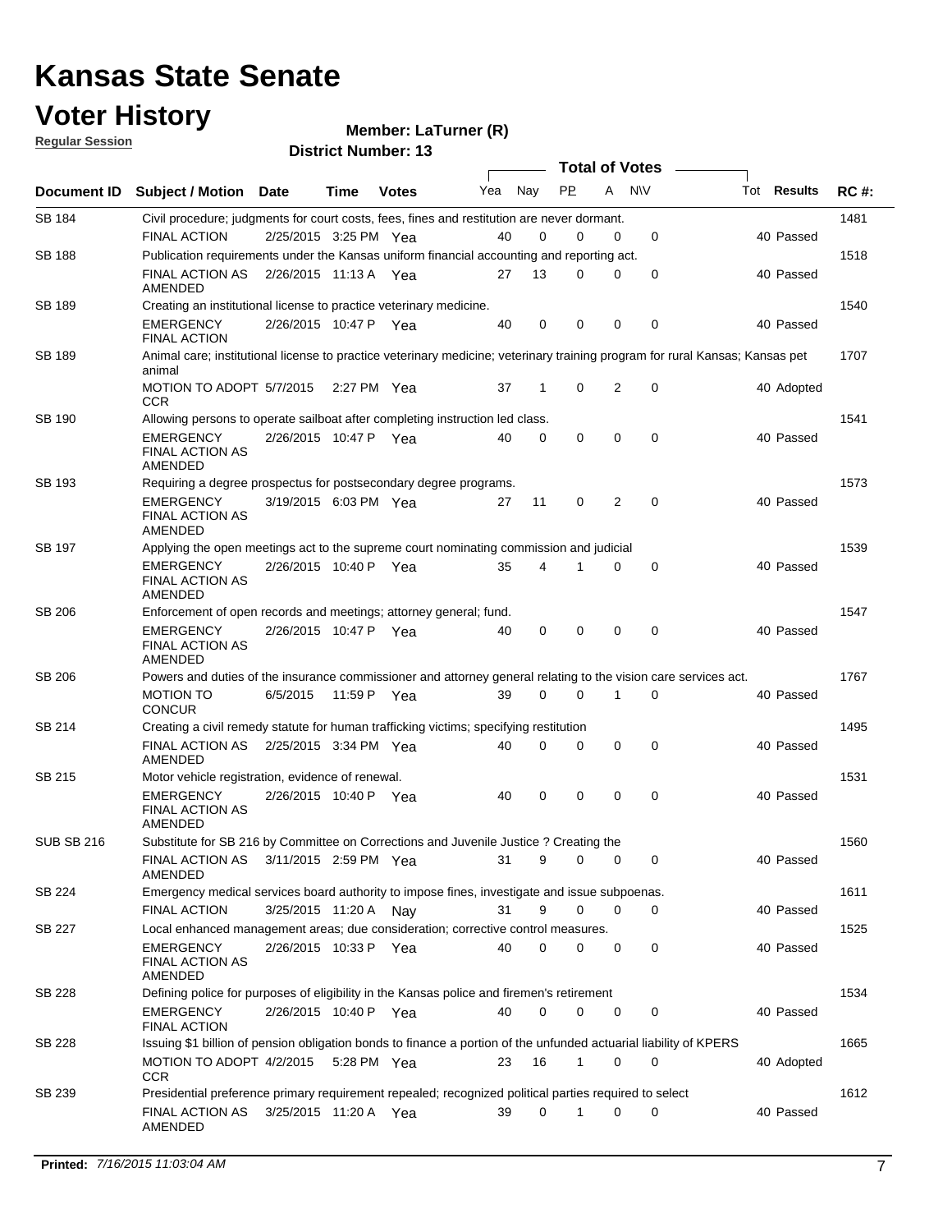# Kansas State Senate

# Voter History

**Regular Session**

**Member: LaTurner (R)**

**District Number: 13**

| Document ID | Subject / Motion | Date | Time | Votes | Yea | Nay | PP | A | N\V | Tot | Results | RC #: |
|---|---|---|---|---|---|---|---|---|---|---|---|---|
| SB 184 | Civil procedure; judgments for court costs, fees, fines and restitution are never dormant. | | | | | | | | | | | 1481 |
| | FINAL ACTION | 2/25/2015 | 3:25 PM | Yea | 40 | 0 | 0 | 0 | 0 | 40 | Passed | |
| SB 188 | Publication requirements under the Kansas uniform financial accounting and reporting act. | | | | | | | | | | | 1518 |
| | FINAL ACTION AS AMENDED | 2/26/2015 | 11:13 A | Yea | 27 | 13 | 0 | 0 | 0 | 40 | Passed | |
| SB 189 | Creating an institutional license to practice veterinary medicine. | | | | | | | | | | | 1540 |
| | EMERGENCY FINAL ACTION | 2/26/2015 | 10:47 P | Yea | 40 | 0 | 0 | 0 | 0 | 40 | Passed | |
| SB 189 | Animal care; institutional license to practice veterinary medicine; veterinary training program for rural Kansas; Kansas pet animal | | | | | | | | | | | 1707 |
| | MOTION TO ADOPT CCR | 5/7/2015 | 2:27 PM | Yea | 37 | 1 | 0 | 2 | 0 | 40 | Adopted | |
| SB 190 | Allowing persons to operate sailboat after completing instruction led class. | | | | | | | | | | | 1541 |
| | EMERGENCY FINAL ACTION AS AMENDED | 2/26/2015 | 10:47 P | Yea | 40 | 0 | 0 | 0 | 0 | 40 | Passed | |
| SB 193 | Requiring a degree prospectus for postsecondary degree programs. | | | | | | | | | | | 1573 |
| | EMERGENCY FINAL ACTION AS AMENDED | 3/19/2015 | 6:03 PM | Yea | 27 | 11 | 0 | 2 | 0 | 40 | Passed | |
| SB 197 | Applying the open meetings act to the supreme court nominating commission and judicial | | | | | | | | | | | 1539 |
| | EMERGENCY FINAL ACTION AS AMENDED | 2/26/2015 | 10:40 P | Yea | 35 | 4 | 1 | 0 | 0 | 40 | Passed | |
| SB 206 | Enforcement of open records and meetings; attorney general; fund. | | | | | | | | | | | 1547 |
| | EMERGENCY FINAL ACTION AS AMENDED | 2/26/2015 | 10:47 P | Yea | 40 | 0 | 0 | 0 | 0 | 40 | Passed | |
| SB 206 | Powers and duties of the insurance commissioner and attorney general relating to the vision care services act. | | | | | | | | | | | 1767 |
| | MOTION TO CONCUR | 6/5/2015 | 11:59 P | Yea | 39 | 0 | 0 | 1 | 0 | 40 | Passed | |
| SB 214 | Creating a civil remedy statute for human trafficking victims; specifying restitution | | | | | | | | | | | 1495 |
| | FINAL ACTION AS AMENDED | 2/25/2015 | 3:34 PM | Yea | 40 | 0 | 0 | 0 | 0 | 40 | Passed | |
| SB 215 | Motor vehicle registration, evidence of renewal. | | | | | | | | | | | 1531 |
| | EMERGENCY FINAL ACTION AS AMENDED | 2/26/2015 | 10:40 P | Yea | 40 | 0 | 0 | 0 | 0 | 40 | Passed | |
| SUB SB 216 | Substitute for SB 216 by Committee on Corrections and Juvenile Justice ? Creating the | | | | | | | | | | | 1560 |
| | FINAL ACTION AS AMENDED | 3/11/2015 | 2:59 PM | Yea | 31 | 9 | 0 | 0 | 0 | 40 | Passed | |
| SB 224 | Emergency medical services board authority to impose fines, investigate and issue subpoenas. | | | | | | | | | | | 1611 |
| | FINAL ACTION | 3/25/2015 | 11:20 A | Nay | 31 | 9 | 0 | 0 | 0 | 40 | Passed | |
| SB 227 | Local enhanced management areas; due consideration; corrective control measures. | | | | | | | | | | | 1525 |
| | EMERGENCY FINAL ACTION AS AMENDED | 2/26/2015 | 10:33 P | Yea | 40 | 0 | 0 | 0 | 0 | 40 | Passed | |
| SB 228 | Defining police for purposes of eligibility in the Kansas police and firemen's retirement | | | | | | | | | | | 1534 |
| | EMERGENCY FINAL ACTION | 2/26/2015 | 10:40 P | Yea | 40 | 0 | 0 | 0 | 0 | 40 | Passed | |
| SB 228 | Issuing $1 billion of pension obligation bonds to finance a portion of the unfunded actuarial liability of KPERS | | | | | | | | | | | 1665 |
| | MOTION TO ADOPT CCR | 4/2/2015 | 5:28 PM | Yea | 23 | 16 | 1 | 0 | 0 | 40 | Adopted | |
| SB 239 | Presidential preference primary requirement repealed; recognized political parties required to select | | | | | | | | | | | 1612 |
| | FINAL ACTION AS AMENDED | 3/25/2015 | 11:20 A | Yea | 39 | 0 | 1 | 0 | 0 | 40 | Passed | |

**Printed:** *7/16/2015 11:03:04 AM*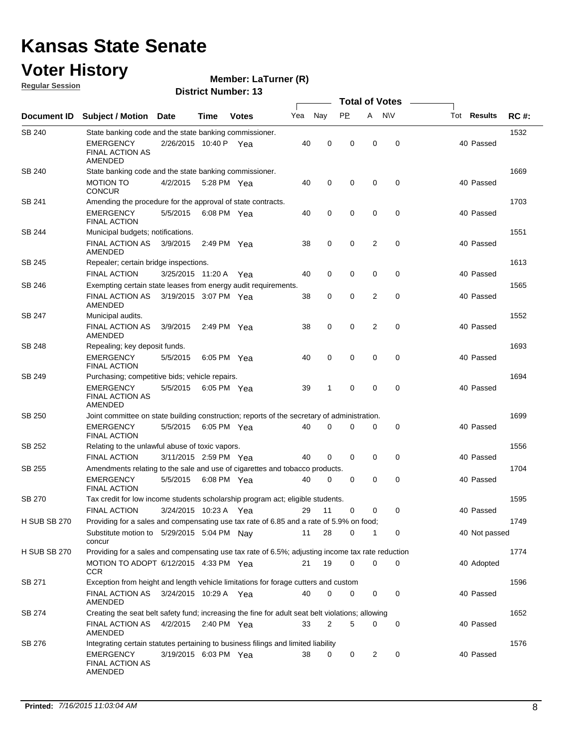# Kansas State Senate

# Voter History

**Regular Session**

**Member: LaTurner (R)**

**District Number: 13**

| Document ID | Subject / Motion | Date | Time | Votes | Yea | Nay | PP | A | N\V | Tot | Results | RC #: |
|---|---|---|---|---|---|---|---|---|---|---|---|---|
| SB 240 | State banking code and the state banking commissioner. | | | | | | | | | | | 1532 |
| | EMERGENCY FINAL ACTION AS AMENDED | 2/26/2015 | 10:40 P | Yea | 40 | 0 | 0 | 0 | 0 | 40 | Passed | |
| SB 240 | State banking code and the state banking commissioner. | | | | | | | | | | | 1669 |
| | MOTION TO CONCUR | 4/2/2015 | 5:28 PM | Yea | 40 | 0 | 0 | 0 | 0 | 40 | Passed | |
| SB 241 | Amending the procedure for the approval of state contracts. | | | | | | | | | | | 1703 |
| | EMERGENCY FINAL ACTION | 5/5/2015 | 6:08 PM | Yea | 40 | 0 | 0 | 0 | 0 | 40 | Passed | |
| SB 244 | Municipal budgets; notifications. | | | | | | | | | | | 1551 |
| | FINAL ACTION AS AMENDED | 3/9/2015 | 2:49 PM | Yea | 38 | 0 | 0 | 2 | 0 | 40 | Passed | |
| SB 245 | Repealer; certain bridge inspections. | | | | | | | | | | | 1613 |
| | FINAL ACTION | 3/25/2015 | 11:20 A | Yea | 40 | 0 | 0 | 0 | 0 | 40 | Passed | |
| SB 246 | Exempting certain state leases from energy audit requirements. | | | | | | | | | | | 1565 |
| | FINAL ACTION AS AMENDED | 3/19/2015 | 3:07 PM | Yea | 38 | 0 | 0 | 2 | 0 | 40 | Passed | |
| SB 247 | Municipal audits. | | | | | | | | | | | 1552 |
| | FINAL ACTION AS AMENDED | 3/9/2015 | 2:49 PM | Yea | 38 | 0 | 0 | 2 | 0 | 40 | Passed | |
| SB 248 | Repealing; key deposit funds. | | | | | | | | | | | 1693 |
| | EMERGENCY FINAL ACTION | 5/5/2015 | 6:05 PM | Yea | 40 | 0 | 0 | 0 | 0 | 40 | Passed | |
| SB 249 | Purchasing; competitive bids; vehicle repairs. | | | | | | | | | | | 1694 |
| | EMERGENCY FINAL ACTION AS AMENDED | 5/5/2015 | 6:05 PM | Yea | 39 | 1 | 0 | 0 | 0 | 40 | Passed | |
| SB 250 | Joint committee on state building construction; reports of the secretary of administration. | | | | | | | | | | | 1699 |
| | EMERGENCY FINAL ACTION | 5/5/2015 | 6:05 PM | Yea | 40 | 0 | 0 | 0 | 0 | 40 | Passed | |
| SB 252 | Relating to the unlawful abuse of toxic vapors. | | | | | | | | | | | 1556 |
| | FINAL ACTION | 3/11/2015 | 2:59 PM | Yea | 40 | 0 | 0 | 0 | 0 | 40 | Passed | |
| SB 255 | Amendments relating to the sale and use of cigarettes and tobacco products. | | | | | | | | | | | 1704 |
| | EMERGENCY FINAL ACTION | 5/5/2015 | 6:08 PM | Yea | 40 | 0 | 0 | 0 | 0 | 40 | Passed | |
| SB 270 | Tax credit for low income students scholarship program act; eligible students. | | | | | | | | | | | 1595 |
| | FINAL ACTION | 3/24/2015 | 10:23 A | Yea | 29 | 11 | 0 | 0 | 0 | 40 | Passed | |
| H SUB SB 270 | Providing for a sales and compensating use tax rate of 6.85 and a rate of 5.9% on food; | | | | | | | | | | | 1749 |
| | Substitute motion to concur | 5/29/2015 | 5:04 PM | Nay | 11 | 28 | 0 | 1 | 0 | 40 | Not passed | |
| H SUB SB 270 | Providing for a sales and compensating use tax rate of 6.5%; adjusting income tax rate reduction | | | | | | | | | | | 1774 |
| | MOTION TO ADOPT CCR | 6/12/2015 | 4:33 PM | Yea | 21 | 19 | 0 | 0 | 0 | 40 | Adopted | |
| SB 271 | Exception from height and length vehicle limitations for forage cutters and custom | | | | | | | | | | | 1596 |
| | FINAL ACTION AS AMENDED | 3/24/2015 | 10:29 A | Yea | 40 | 0 | 0 | 0 | 0 | 40 | Passed | |
| SB 274 | Creating the seat belt safety fund; increasing the fine for adult seat belt violations; allowing | | | | | | | | | | | 1652 |
| | FINAL ACTION AS AMENDED | 4/2/2015 | 2:40 PM | Yea | 33 | 2 | 5 | 0 | 0 | 40 | Passed | |
| SB 276 | Integrating certain statutes pertaining to business filings and limited liability | | | | | | | | | | | 1576 |
| | EMERGENCY FINAL ACTION AS AMENDED | 3/19/2015 | 6:03 PM | Yea | 38 | 0 | 0 | 2 | 0 | 40 | Passed | |

**Printed:** *7/16/2015 11:03:04 AM*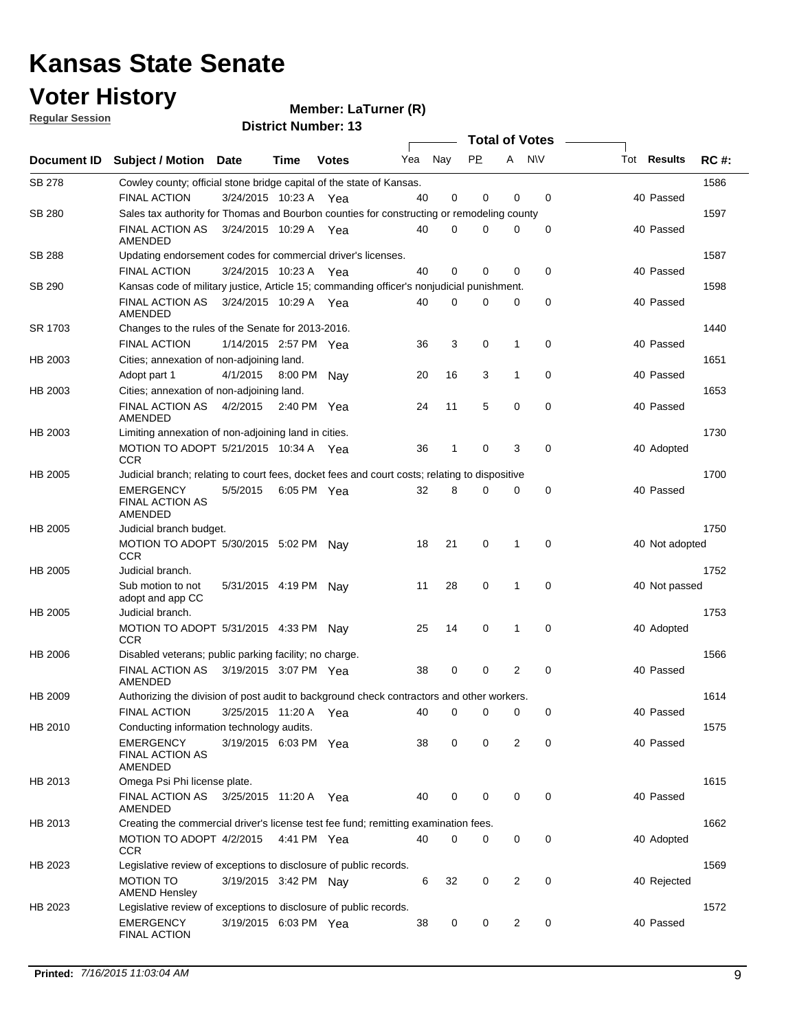# Kansas State Senate

# Voter History

**Regular Session**

**Member: LaTurner (R)**

**District Number: 13**

| Document ID | Subject / Motion | Date | Time | Votes | Yea | Nay | PP | A | N\V | Tot | Results | RC #: |
|---|---|---|---|---|---|---|---|---|---|---|---|---|
| SB 278 | Cowley county; official stone bridge capital of the state of Kansas. | | | | | | | | | | | 1586 |
| | FINAL ACTION | 3/24/2015 | 10:23 A | Yea | 40 | 0 | 0 | 0 | 0 | 40 | Passed | |
| SB 280 | Sales tax authority for Thomas and Bourbon counties for constructing or remodeling county | | | | | | | | | | | 1597 |
| | FINAL ACTION AS AMENDED | 3/24/2015 | 10:29 A | Yea | 40 | 0 | 0 | 0 | 0 | 40 | Passed | |
| SB 288 | Updating endorsement codes for commercial driver's licenses. | | | | | | | | | | | 1587 |
| | FINAL ACTION | 3/24/2015 | 10:23 A | Yea | 40 | 0 | 0 | 0 | 0 | 40 | Passed | |
| SB 290 | Kansas code of military justice, Article 15; commanding officer's nonjudicial punishment. | | | | | | | | | | | 1598 |
| | FINAL ACTION AS AMENDED | 3/24/2015 | 10:29 A | Yea | 40 | 0 | 0 | 0 | 0 | 40 | Passed | |
| SR 1703 | Changes to the rules of the Senate for 2013-2016. | | | | | | | | | | | 1440 |
| | FINAL ACTION | 1/14/2015 | 2:57 PM | Yea | 36 | 3 | 0 | 1 | 0 | 40 | Passed | |
| HB 2003 | Cities; annexation of non-adjoining land. | | | | | | | | | | | 1651 |
| | Adopt part 1 | 4/1/2015 | 8:00 PM | Nay | 20 | 16 | 3 | 1 | 0 | 40 | Passed | |
| HB 2003 | Cities; annexation of non-adjoining land. | | | | | | | | | | | 1653 |
| | FINAL ACTION AS AMENDED | 4/2/2015 | 2:40 PM | Yea | 24 | 11 | 5 | 0 | 0 | 40 | Passed | |
| HB 2003 | Limiting annexation of non-adjoining land in cities. | | | | | | | | | | | 1730 |
| | MOTION TO ADOPT CCR | 5/21/2015 | 10:34 A | Yea | 36 | 1 | 0 | 3 | 0 | 40 | Adopted | |
| HB 2005 | Judicial branch; relating to court fees, docket fees and court costs; relating to dispositive | | | | | | | | | | | 1700 |
| | EMERGENCY FINAL ACTION AS AMENDED | 5/5/2015 | 6:05 PM | Yea | 32 | 8 | 0 | 0 | 0 | 40 | Passed | |
| HB 2005 | Judicial branch budget. | | | | | | | | | | | 1750 |
| | MOTION TO ADOPT CCR | 5/30/2015 | 5:02 PM | Nay | 18 | 21 | 0 | 1 | 0 | 40 | Not adopted | |
| HB 2005 | Judicial branch. | | | | | | | | | | | 1752 |
| | Sub motion to not adopt and app CC | 5/31/2015 | 4:19 PM | Nay | 11 | 28 | 0 | 1 | 0 | 40 | Not passed | |
| HB 2005 | Judicial branch. | | | | | | | | | | | 1753 |
| | MOTION TO ADOPT CCR | 5/31/2015 | 4:33 PM | Nay | 25 | 14 | 0 | 1 | 0 | 40 | Adopted | |
| HB 2006 | Disabled veterans; public parking facility; no charge. | | | | | | | | | | | 1566 |
| | FINAL ACTION AS AMENDED | 3/19/2015 | 3:07 PM | Yea | 38 | 0 | 0 | 2 | 0 | 40 | Passed | |
| HB 2009 | Authorizing the division of post audit to background check contractors and other workers. | | | | | | | | | | | 1614 |
| | FINAL ACTION | 3/25/2015 | 11:20 A | Yea | 40 | 0 | 0 | 0 | 0 | 40 | Passed | |
| HB 2010 | Conducting information technology audits. | | | | | | | | | | | 1575 |
| | EMERGENCY FINAL ACTION AS AMENDED | 3/19/2015 | 6:03 PM | Yea | 38 | 0 | 0 | 2 | 0 | 40 | Passed | |
| HB 2013 | Omega Psi Phi license plate. | | | | | | | | | | | 1615 |
| | FINAL ACTION AS AMENDED | 3/25/2015 | 11:20 A | Yea | 40 | 0 | 0 | 0 | 0 | 40 | Passed | |
| HB 2013 | Creating the commercial driver's license test fee fund; remitting examination fees. | | | | | | | | | | | 1662 |
| | MOTION TO ADOPT CCR | 4/2/2015 | 4:41 PM | Yea | 40 | 0 | 0 | 0 | 0 | 40 | Adopted | |
| HB 2023 | Legislative review of exceptions to disclosure of public records. | | | | | | | | | | | 1569 |
| | MOTION TO AMEND Hensley | 3/19/2015 | 3:42 PM | Nay | 6 | 32 | 0 | 2 | 0 | 40 | Rejected | |
| HB 2023 | Legislative review of exceptions to disclosure of public records. | | | | | | | | | | | 1572 |
| | EMERGENCY FINAL ACTION | 3/19/2015 | 6:03 PM | Yea | 38 | 0 | 0 | 2 | 0 | 40 | Passed | |

**Printed:** *7/16/2015 11:03:04 AM*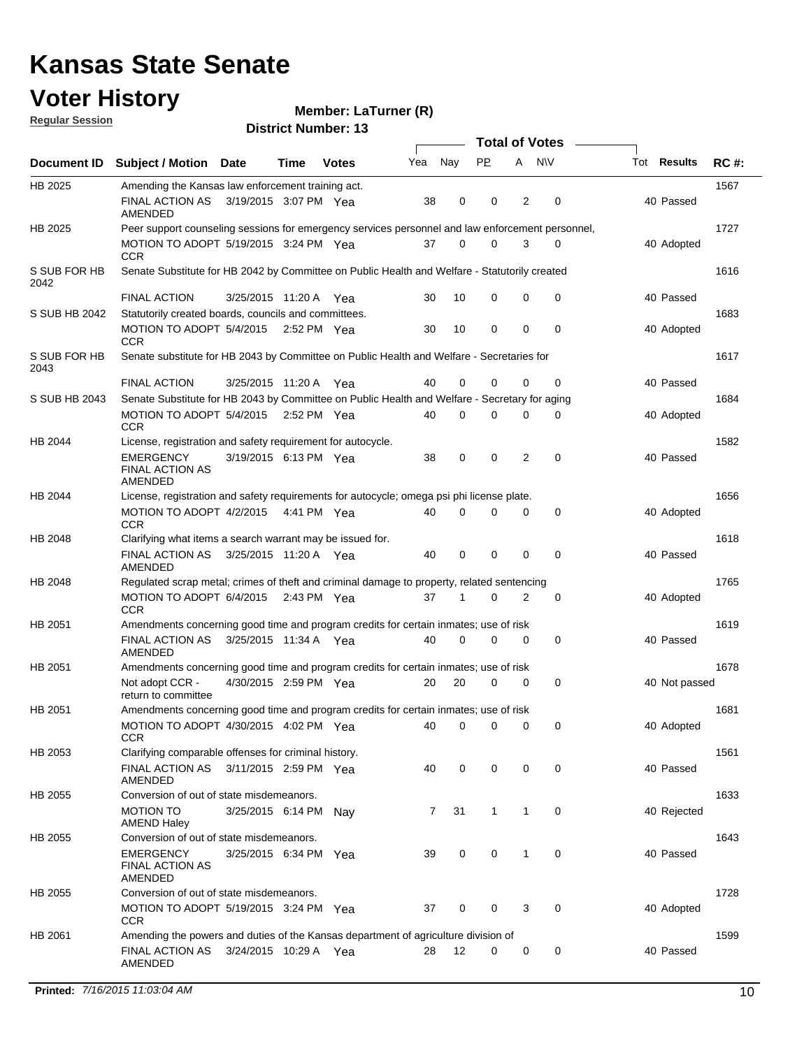# Kansas State Senate

## Voter History

**Regular Session**

**Member: LaTurner (R)**

**District Number: 13**

| Document ID | Subject / Motion | Date | Time | Votes | Yea | Nay | PP | A | N\V | Tot | Results | RC #: |
|---|---|---|---|---|---|---|---|---|---|---|---|---|
| HB 2025 | Amending the Kansas law enforcement training act. | | | | | | | | | | | 1567 |
| | FINAL ACTION AS AMENDED | 3/19/2015 | 3:07 PM | Yea | 38 | 0 | 0 | 2 | 0 | 40 | Passed | |
| HB 2025 | Peer support counseling sessions for emergency services personnel and law enforcement personnel, | | | | | | | | | | | 1727 |
| | MOTION TO ADOPT CCR | 5/19/2015 | 3:24 PM | Yea | 37 | 0 | 0 | 3 | 0 | 40 | Adopted | |
| S SUB FOR HB 2042 | Senate Substitute for HB 2042 by Committee on Public Health and Welfare - Statutorily created | | | | | | | | | | | 1616 |
| | FINAL ACTION | 3/25/2015 | 11:20 A | Yea | 30 | 10 | 0 | 0 | 0 | 40 | Passed | |
| S SUB HB 2042 | Statutorily created boards, councils and committees. | | | | | | | | | | | 1683 |
| | MOTION TO ADOPT CCR | 5/4/2015 | 2:52 PM | Yea | 30 | 10 | 0 | 0 | 0 | 40 | Adopted | |
| S SUB FOR HB 2043 | Senate substitute for HB 2043 by Committee on Public Health and Welfare - Secretaries for | | | | | | | | | | | 1617 |
| | FINAL ACTION | 3/25/2015 | 11:20 A | Yea | 40 | 0 | 0 | 0 | 0 | 40 | Passed | |
| S SUB HB 2043 | Senate Substitute for HB 2043 by Committee on Public Health and Welfare - Secretary for aging | | | | | | | | | | | 1684 |
| | MOTION TO ADOPT CCR | 5/4/2015 | 2:52 PM | Yea | 40 | 0 | 0 | 0 | 0 | 40 | Adopted | |
| HB 2044 | License, registration and safety requirement for autocycle. | | | | | | | | | | | 1582 |
| | EMERGENCY FINAL ACTION AS AMENDED | 3/19/2015 | 6:13 PM | Yea | 38 | 0 | 0 | 2 | 0 | 40 | Passed | |
| HB 2044 | License, registration and safety requirements for autocycle; omega psi phi license plate. | | | | | | | | | | | 1656 |
| | MOTION TO ADOPT CCR | 4/2/2015 | 4:41 PM | Yea | 40 | 0 | 0 | 0 | 0 | 40 | Adopted | |
| HB 2048 | Clarifying what items a search warrant may be issued for. | | | | | | | | | | | 1618 |
| | FINAL ACTION AS AMENDED | 3/25/2015 | 11:20 A | Yea | 40 | 0 | 0 | 0 | 0 | 40 | Passed | |
| HB 2048 | Regulated scrap metal; crimes of theft and criminal damage to property, related sentencing | | | | | | | | | | | 1765 |
| | MOTION TO ADOPT CCR | 6/4/2015 | 2:43 PM | Yea | 37 | 1 | 0 | 2 | 0 | 40 | Adopted | |
| HB 2051 | Amendments concerning good time and program credits for certain inmates; use of risk | | | | | | | | | | | 1619 |
| | FINAL ACTION AS AMENDED | 3/25/2015 | 11:34 A | Yea | 40 | 0 | 0 | 0 | 0 | 40 | Passed | |
| HB 2051 | Amendments concerning good time and program credits for certain inmates; use of risk | | | | | | | | | | | 1678 |
| | Not adopt CCR - return to committee | 4/30/2015 | 2:59 PM | Yea | 20 | 20 | 0 | 0 | 0 | 40 | Not passed | |
| HB 2051 | Amendments concerning good time and program credits for certain inmates; use of risk | | | | | | | | | | | 1681 |
| | MOTION TO ADOPT CCR | 4/30/2015 | 4:02 PM | Yea | 40 | 0 | 0 | 0 | 0 | 40 | Adopted | |
| HB 2053 | Clarifying comparable offenses for criminal history. | | | | | | | | | | | 1561 |
| | FINAL ACTION AS AMENDED | 3/11/2015 | 2:59 PM | Yea | 40 | 0 | 0 | 0 | 0 | 40 | Passed | |
| HB 2055 | Conversion of out of state misdemeanors. | | | | | | | | | | | 1633 |
| | MOTION TO AMEND Haley | 3/25/2015 | 6:14 PM | Nay | 7 | 31 | 1 | 1 | 0 | 40 | Rejected | |
| HB 2055 | Conversion of out of state misdemeanors. | | | | | | | | | | | 1643 |
| | EMERGENCY FINAL ACTION AS AMENDED | 3/25/2015 | 6:34 PM | Yea | 39 | 0 | 0 | 1 | 0 | 40 | Passed | |
| HB 2055 | Conversion of out of state misdemeanors. | | | | | | | | | | | 1728 |
| | MOTION TO ADOPT CCR | 5/19/2015 | 3:24 PM | Yea | 37 | 0 | 0 | 3 | 0 | 40 | Adopted | |
| HB 2061 | Amending the powers and duties of the Kansas department of agriculture division of | | | | | | | | | | | 1599 |
| | FINAL ACTION AS AMENDED | 3/24/2015 | 10:29 A | Yea | 28 | 12 | 0 | 0 | 0 | 40 | Passed | |

**Printed:** *7/16/2015 11:03:04 AM*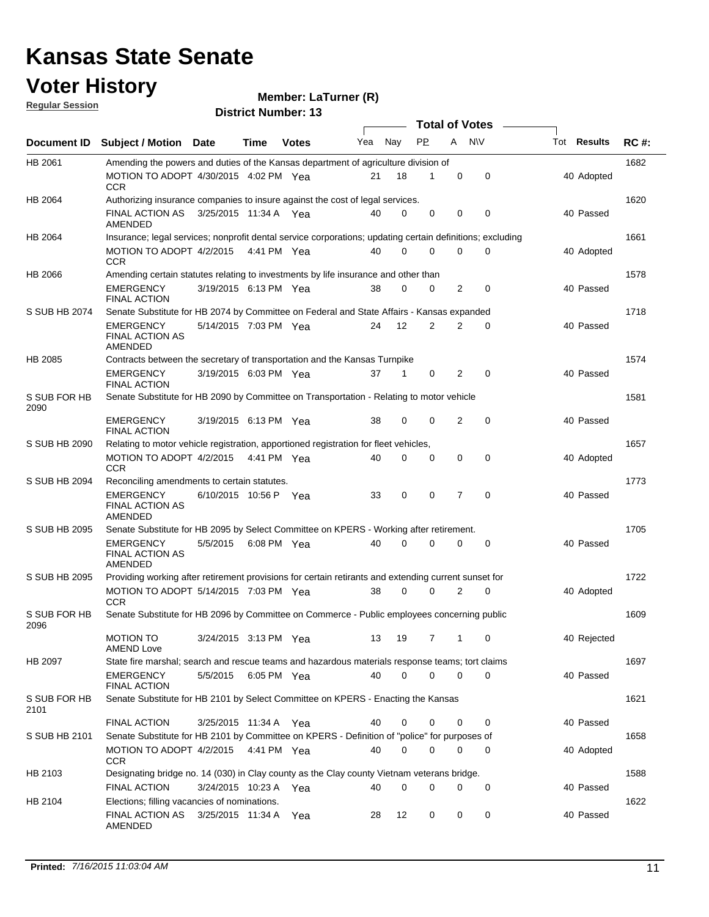# Kansas State Senate

# Voter History

**Regular Session**

**Member: LaTurner (R)**

**District Number: 13**

| Document ID | Subject / Motion | Date | Time | Votes | Yea | Nay | PP | A | N\V | Tot | Results | RC #: |
|---|---|---|---|---|---|---|---|---|---|---|---|---|
| HB 2061 | Amending the powers and duties of the Kansas department of agriculture division of | | | | | | | | | | | 1682 |
| | MOTION TO ADOPT CCR | 4/30/2015 | 4:02 PM | Yea | 21 | 18 | 1 | 0 | 0 | 40 | Adopted | |
| HB 2064 | Authorizing insurance companies to insure against the cost of legal services. | | | | | | | | | | | 1620 |
| | FINAL ACTION AS AMENDED | 3/25/2015 | 11:34 A | Yea | 40 | 0 | 0 | 0 | 0 | 40 | Passed | |
| HB 2064 | Insurance; legal services; nonprofit dental service corporations; updating certain definitions; excluding | | | | | | | | | | | 1661 |
| | MOTION TO ADOPT CCR | 4/2/2015 | 4:41 PM | Yea | 40 | 0 | 0 | 0 | 0 | 40 | Adopted | |
| HB 2066 | Amending certain statutes relating to investments by life insurance and other than | | | | | | | | | | | 1578 |
| | EMERGENCY FINAL ACTION | 3/19/2015 | 6:13 PM | Yea | 38 | 0 | 0 | 2 | 0 | 40 | Passed | |
| S SUB HB 2074 | Senate Substitute for HB 2074 by Committee on Federal and State Affairs - Kansas expanded | | | | | | | | | | | 1718 |
| | EMERGENCY FINAL ACTION AS AMENDED | 5/14/2015 | 7:03 PM | Yea | 24 | 12 | 2 | 2 | 0 | 40 | Passed | |
| HB 2085 | Contracts between the secretary of transportation and the Kansas Turnpike | | | | | | | | | | | 1574 |
| | EMERGENCY FINAL ACTION | 3/19/2015 | 6:03 PM | Yea | 37 | 1 | 0 | 2 | 0 | 40 | Passed | |
| S SUB FOR HB 2090 | Senate Substitute for HB 2090 by Committee on Transportation - Relating to motor vehicle | | | | | | | | | | | 1581 |
| | EMERGENCY FINAL ACTION | 3/19/2015 | 6:13 PM | Yea | 38 | 0 | 0 | 2 | 0 | 40 | Passed | |
| S SUB HB 2090 | Relating to motor vehicle registration, apportioned registration for fleet vehicles, | | | | | | | | | | | 1657 |
| | MOTION TO ADOPT CCR | 4/2/2015 | 4:41 PM | Yea | 40 | 0 | 0 | 0 | 0 | 40 | Adopted | |
| S SUB HB 2094 | Reconciling amendments to certain statutes. | | | | | | | | | | | 1773 |
| | EMERGENCY FINAL ACTION AS AMENDED | 6/10/2015 | 10:56 P | Yea | 33 | 0 | 0 | 7 | 0 | 40 | Passed | |
| S SUB HB 2095 | Senate Substitute for HB 2095 by Select Committee on KPERS - Working after retirement. | | | | | | | | | | | 1705 |
| | EMERGENCY FINAL ACTION AS AMENDED | 5/5/2015 | 6:08 PM | Yea | 40 | 0 | 0 | 0 | 0 | 40 | Passed | |
| S SUB HB 2095 | Providing working after retirement provisions for certain retirants and extending current sunset for | | | | | | | | | | | 1722 |
| | MOTION TO ADOPT CCR | 5/14/2015 | 7:03 PM | Yea | 38 | 0 | 0 | 2 | 0 | 40 | Adopted | |
| S SUB FOR HB 2096 | Senate Substitute for HB 2096 by Committee on Commerce - Public employees concerning public | | | | | | | | | | | 1609 |
| | MOTION TO AMEND Love | 3/24/2015 | 3:13 PM | Yea | 13 | 19 | 7 | 1 | 0 | 40 | Rejected | |
| HB 2097 | State fire marshal; search and rescue teams and hazardous materials response teams; tort claims | | | | | | | | | | | 1697 |
| | EMERGENCY FINAL ACTION | 5/5/2015 | 6:05 PM | Yea | 40 | 0 | 0 | 0 | 0 | 40 | Passed | |
| S SUB FOR HB 2101 | Senate Substitute for HB 2101 by Select Committee on KPERS - Enacting the Kansas | | | | | | | | | | | 1621 |
| | FINAL ACTION | 3/25/2015 | 11:34 A | Yea | 40 | 0 | 0 | 0 | 0 | 40 | Passed | |
| S SUB HB 2101 | Senate Substitute for HB 2101 by Committee on KPERS - Definition of "police" for purposes of | | | | | | | | | | | 1658 |
| | MOTION TO ADOPT CCR | 4/2/2015 | 4:41 PM | Yea | 40 | 0 | 0 | 0 | 0 | 40 | Adopted | |
| HB 2103 | Designating bridge no. 14 (030) in Clay county as the Clay county Vietnam veterans bridge. | | | | | | | | | | | 1588 |
| | FINAL ACTION | 3/24/2015 | 10:23 A | Yea | 40 | 0 | 0 | 0 | 0 | 40 | Passed | |
| HB 2104 | Elections; filling vacancies of nominations. | | | | | | | | | | | 1622 |
| | FINAL ACTION AS AMENDED | 3/25/2015 | 11:34 A | Yea | 28 | 12 | 0 | 0 | 0 | 40 | Passed | |

**Printed:** *7/16/2015 11:03:04 AM*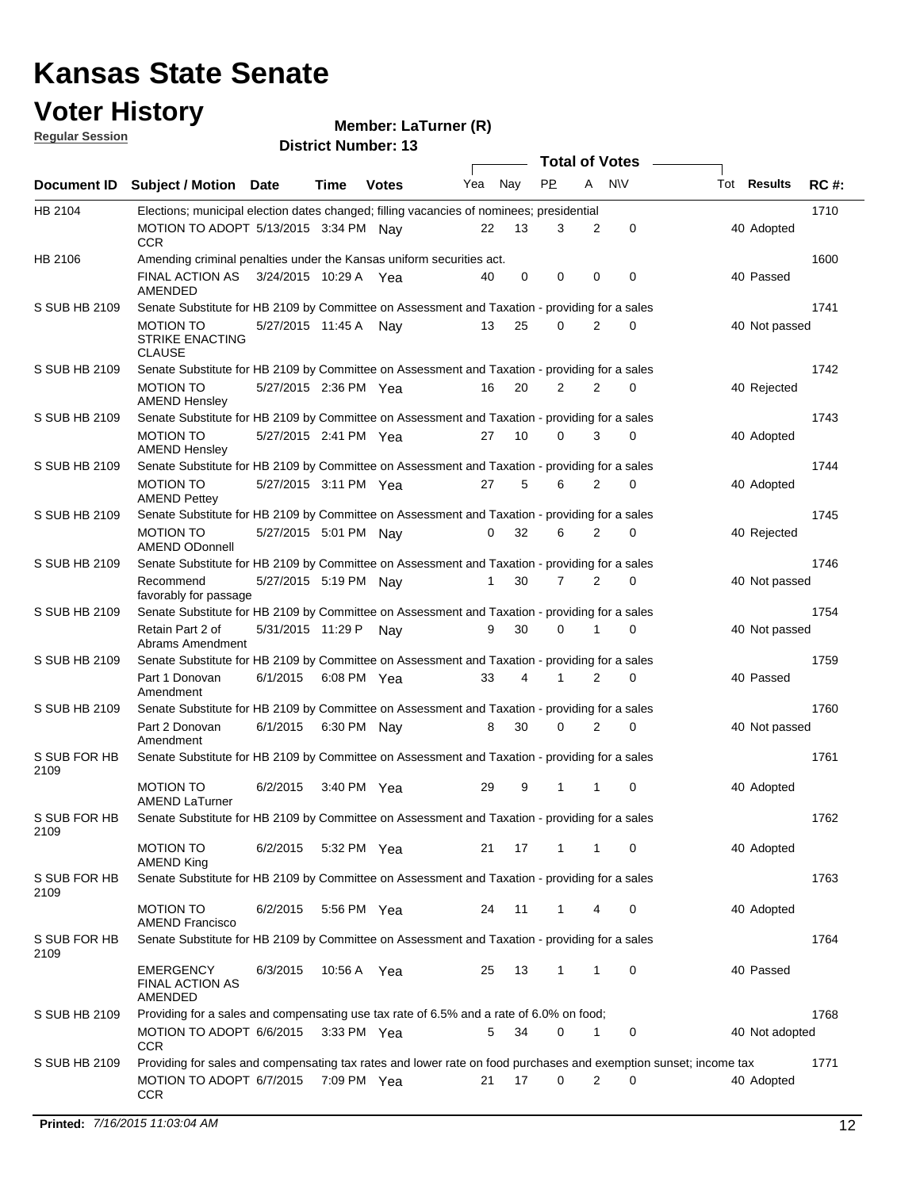# Kansas State Senate

## Voter History

**Regular Session**

**Member: LaTurner (R)**

**District Number: 13**

| Document ID | Subject / Motion | Date | Time | Votes | Yea | Nay | PP | A | N\V | Tot | Results | RC #: |
|---|---|---|---|---|---|---|---|---|---|---|---|---|
| HB 2104 | Elections; municipal election dates changed; filling vacancies of nominees; presidential | | | | | | | | | | | 1710 |
| | MOTION TO ADOPT CCR | 5/13/2015 | 3:34 PM | Nay | 22 | 13 | 3 | 2 | 0 | 40 | Adopted | |
| HB 2106 | Amending criminal penalties under the Kansas uniform securities act. | | | | | | | | | | | 1600 |
| | FINAL ACTION AS AMENDED | 3/24/2015 | 10:29 A | Yea | 40 | 0 | 0 | 0 | 0 | 40 | Passed | |
| S SUB HB 2109 | Senate Substitute for HB 2109 by Committee on Assessment and Taxation - providing for a sales | | | | | | | | | | | 1741 |
| | MOTION TO STRIKE ENACTING CLAUSE | 5/27/2015 | 11:45 A | Nay | 13 | 25 | 0 | 2 | 0 | 40 | Not passed | |
| S SUB HB 2109 | Senate Substitute for HB 2109 by Committee on Assessment and Taxation - providing for a sales | | | | | | | | | | | 1742 |
| | MOTION TO AMEND Hensley | 5/27/2015 | 2:36 PM | Yea | 16 | 20 | 2 | 2 | 0 | 40 | Rejected | |
| S SUB HB 2109 | Senate Substitute for HB 2109 by Committee on Assessment and Taxation - providing for a sales | | | | | | | | | | | 1743 |
| | MOTION TO AMEND Hensley | 5/27/2015 | 2:41 PM | Yea | 27 | 10 | 0 | 3 | 0 | 40 | Adopted | |
| S SUB HB 2109 | Senate Substitute for HB 2109 by Committee on Assessment and Taxation - providing for a sales | | | | | | | | | | | 1744 |
| | MOTION TO AMEND Pettey | 5/27/2015 | 3:11 PM | Yea | 27 | 5 | 6 | 2 | 0 | 40 | Adopted | |
| S SUB HB 2109 | Senate Substitute for HB 2109 by Committee on Assessment and Taxation - providing for a sales | | | | | | | | | | | 1745 |
| | MOTION TO AMEND ODonnell | 5/27/2015 | 5:01 PM | Nay | 0 | 32 | 6 | 2 | 0 | 40 | Rejected | |
| S SUB HB 2109 | Senate Substitute for HB 2109 by Committee on Assessment and Taxation - providing for a sales | | | | | | | | | | | 1746 |
| | Recommend favorably for passage | 5/27/2015 | 5:19 PM | Nay | 1 | 30 | 7 | 2 | 0 | 40 | Not passed | |
| S SUB HB 2109 | Senate Substitute for HB 2109 by Committee on Assessment and Taxation - providing for a sales | | | | | | | | | | | 1754 |
| | Retain Part 2 of Abrams Amendment | 5/31/2015 | 11:29 P | Nay | 9 | 30 | 0 | 1 | 0 | 40 | Not passed | |
| S SUB HB 2109 | Senate Substitute for HB 2109 by Committee on Assessment and Taxation - providing for a sales | | | | | | | | | | | 1759 |
| | Part 1 Donovan Amendment | 6/1/2015 | 6:08 PM | Yea | 33 | 4 | 1 | 2 | 0 | 40 | Passed | |
| S SUB HB 2109 | Senate Substitute for HB 2109 by Committee on Assessment and Taxation - providing for a sales | | | | | | | | | | | 1760 |
| | Part 2 Donovan Amendment | 6/1/2015 | 6:30 PM | Nay | 8 | 30 | 0 | 2 | 0 | 40 | Not passed | |
| S SUB FOR HB 2109 | Senate Substitute for HB 2109 by Committee on Assessment and Taxation - providing for a sales | | | | | | | | | | | 1761 |
| | MOTION TO AMEND LaTurner | 6/2/2015 | 3:40 PM | Yea | 29 | 9 | 1 | 1 | 0 | 40 | Adopted | |
| S SUB FOR HB 2109 | Senate Substitute for HB 2109 by Committee on Assessment and Taxation - providing for a sales | | | | | | | | | | | 1762 |
| | MOTION TO AMEND King | 6/2/2015 | 5:32 PM | Yea | 21 | 17 | 1 | 1 | 0 | 40 | Adopted | |
| S SUB FOR HB 2109 | Senate Substitute for HB 2109 by Committee on Assessment and Taxation - providing for a sales | | | | | | | | | | | 1763 |
| | MOTION TO AMEND Francisco | 6/2/2015 | 5:56 PM | Yea | 24 | 11 | 1 | 4 | 0 | 40 | Adopted | |
| S SUB FOR HB 2109 | Senate Substitute for HB 2109 by Committee on Assessment and Taxation - providing for a sales | | | | | | | | | | | 1764 |
| | EMERGENCY FINAL ACTION AS AMENDED | 6/3/2015 | 10:56 A | Yea | 25 | 13 | 1 | 1 | 0 | 40 | Passed | |
| S SUB HB 2109 | Providing for a sales and compensating use tax rate of 6.5% and a rate of 6.0% on food; | | | | | | | | | | | 1768 |
| | MOTION TO ADOPT CCR | 6/6/2015 | 3:33 PM | Yea | 5 | 34 | 0 | 1 | 0 | 40 | Not adopted | |
| S SUB HB 2109 | Providing for sales and compensating use tax rates and lower rate on food purchases and exemption sunset; income tax | | | | | | | | | | | 1771 |
| | MOTION TO ADOPT CCR | 6/7/2015 | 7:09 PM | Yea | 21 | 17 | 0 | 2 | 0 | 40 | Adopted | |

**Printed:** *7/16/2015 11:03:04 AM*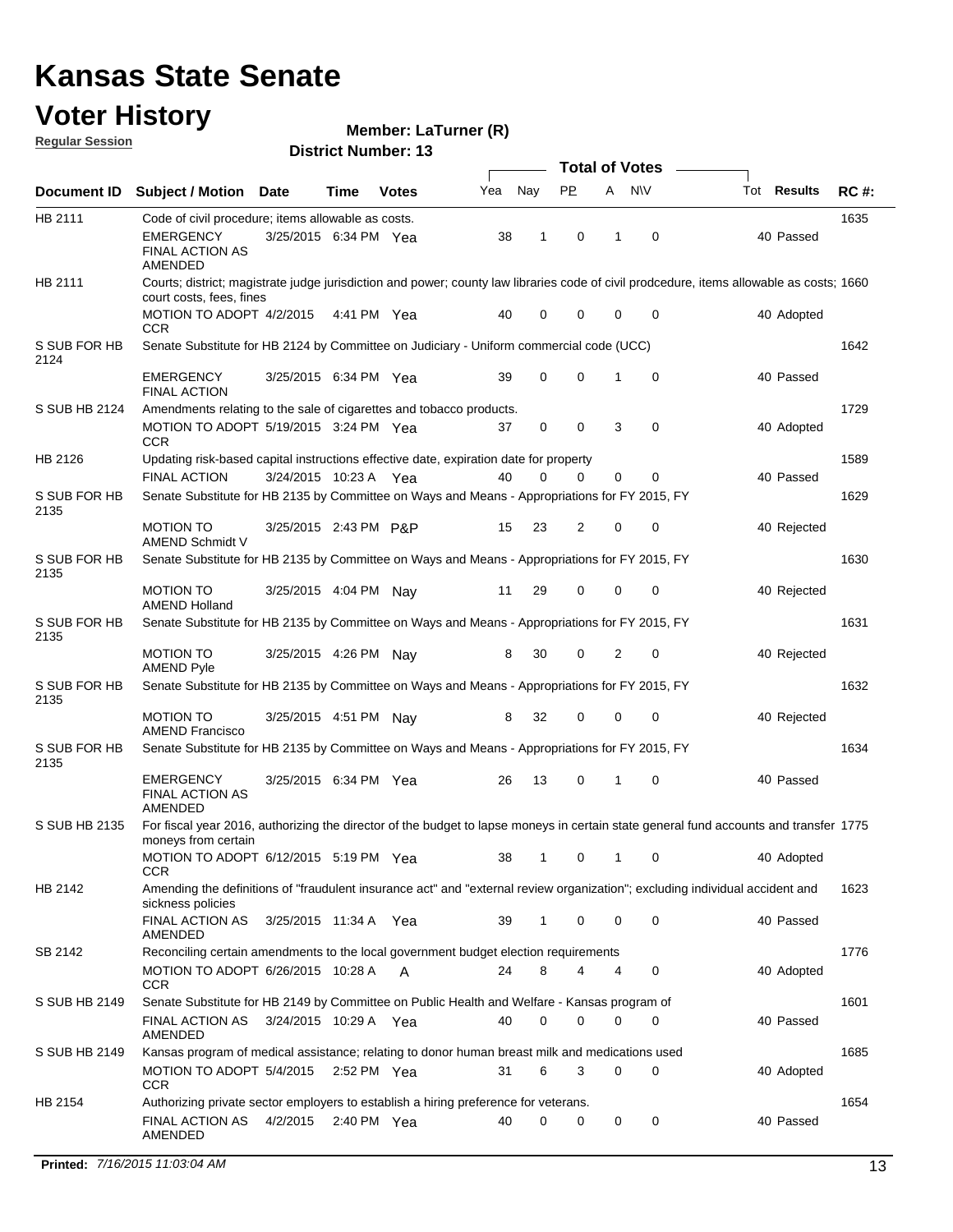# Kansas State Senate

# Voter History

**Regular Session**

**Member: LaTurner (R)**

**District Number: 13**

| Document ID | Subject / Motion | Date | Time | Votes | Yea | Nay | PP | A | N\V | Tot | Results | RC #: |
|---|---|---|---|---|---|---|---|---|---|---|---|---|
| HB 2111 | Code of civil procedure; items allowable as costs. | | | | | | | | | | | 1635 |
| | EMERGENCY FINAL ACTION AS AMENDED | 3/25/2015 | 6:34 PM | Yea | 38 | 1 | 0 | 1 | 0 | 40 | Passed | |
| HB 2111 | Courts; district; magistrate judge jurisdiction and power; county law libraries code of civil prodcedure, items allowable as costs; court costs, fees, fines | | | | | | | | | | | 1660 |
| | MOTION TO ADOPT CCR | 4/2/2015 | 4:41 PM | Yea | 40 | 0 | 0 | 0 | 0 | 40 | Adopted | |
| S SUB FOR HB 2124 | Senate Substitute for HB 2124 by Committee on Judiciary - Uniform commercial code (UCC) | | | | | | | | | | | 1642 |
| | EMERGENCY FINAL ACTION | 3/25/2015 | 6:34 PM | Yea | 39 | 0 | 0 | 1 | 0 | 40 | Passed | |
| S SUB HB 2124 | Amendments relating to the sale of cigarettes and tobacco products. | | | | | | | | | | | 1729 |
| | MOTION TO ADOPT CCR | 5/19/2015 | 3:24 PM | Yea | 37 | 0 | 0 | 3 | 0 | 40 | Adopted | |
| HB 2126 | Updating risk-based capital instructions effective date, expiration date for property | | | | | | | | | | | 1589 |
| | FINAL ACTION | 3/24/2015 | 10:23 A | Yea | 40 | 0 | 0 | 0 | 0 | 40 | Passed | |
| S SUB FOR HB 2135 | Senate Substitute for HB 2135 by Committee on Ways and Means - Appropriations for FY 2015, FY | | | | | | | | | | | 1629 |
| | MOTION TO AMEND Schmidt V | 3/25/2015 | 2:43 PM | P&P | 15 | 23 | 2 | 0 | 0 | 40 | Rejected | |
| S SUB FOR HB 2135 | Senate Substitute for HB 2135 by Committee on Ways and Means - Appropriations for FY 2015, FY | | | | | | | | | | | 1630 |
| | MOTION TO AMEND Holland | 3/25/2015 | 4:04 PM | Nay | 11 | 29 | 0 | 0 | 0 | 40 | Rejected | |
| S SUB FOR HB 2135 | Senate Substitute for HB 2135 by Committee on Ways and Means - Appropriations for FY 2015, FY | | | | | | | | | | | 1631 |
| | MOTION TO AMEND Pyle | 3/25/2015 | 4:26 PM | Nay | 8 | 30 | 0 | 2 | 0 | 40 | Rejected | |
| S SUB FOR HB 2135 | Senate Substitute for HB 2135 by Committee on Ways and Means - Appropriations for FY 2015, FY | | | | | | | | | | | 1632 |
| | MOTION TO AMEND Francisco | 3/25/2015 | 4:51 PM | Nay | 8 | 32 | 0 | 0 | 0 | 40 | Rejected | |
| S SUB FOR HB 2135 | Senate Substitute for HB 2135 by Committee on Ways and Means - Appropriations for FY 2015, FY | | | | | | | | | | | 1634 |
| | EMERGENCY FINAL ACTION AS AMENDED | 3/25/2015 | 6:34 PM | Yea | 26 | 13 | 0 | 1 | 0 | 40 | Passed | |
| S SUB HB 2135 | For fiscal year 2016, authorizing the director of the budget to lapse moneys in certain state general fund accounts and transfer moneys from certain | | | | | | | | | | | 1775 |
| | MOTION TO ADOPT CCR | 6/12/2015 | 5:19 PM | Yea | 38 | 1 | 0 | 1 | 0 | 40 | Adopted | |
| HB 2142 | Amending the definitions of "fraudulent insurance act" and "external review organization"; excluding individual accident and sickness policies | | | | | | | | | | | 1623 |
| | FINAL ACTION AS AMENDED | 3/25/2015 | 11:34 A | Yea | 39 | 1 | 0 | 0 | 0 | 40 | Passed | |
| SB 2142 | Reconciling certain amendments to the local government budget election requirements | | | | | | | | | | | 1776 |
| | MOTION TO ADOPT CCR | 6/26/2015 | 10:28 A | A | 24 | 8 | 4 | 4 | 0 | 40 | Adopted | |
| S SUB HB 2149 | Senate Substitute for HB 2149 by Committee on Public Health and Welfare - Kansas program of | | | | | | | | | | | 1601 |
| | FINAL ACTION AS AMENDED | 3/24/2015 | 10:29 A | Yea | 40 | 0 | 0 | 0 | 0 | 40 | Passed | |
| S SUB HB 2149 | Kansas program of medical assistance; relating to donor human breast milk and medications used | | | | | | | | | | | 1685 |
| | MOTION TO ADOPT CCR | 5/4/2015 | 2:52 PM | Yea | 31 | 6 | 3 | 0 | 0 | 40 | Adopted | |
| HB 2154 | Authorizing private sector employers to establish a hiring preference for veterans. | | | | | | | | | | | 1654 |
| | FINAL ACTION AS AMENDED | 4/2/2015 | 2:40 PM | Yea | 40 | 0 | 0 | 0 | 0 | 40 | Passed | |

**Printed:** *7/16/2015 11:03:04 AM*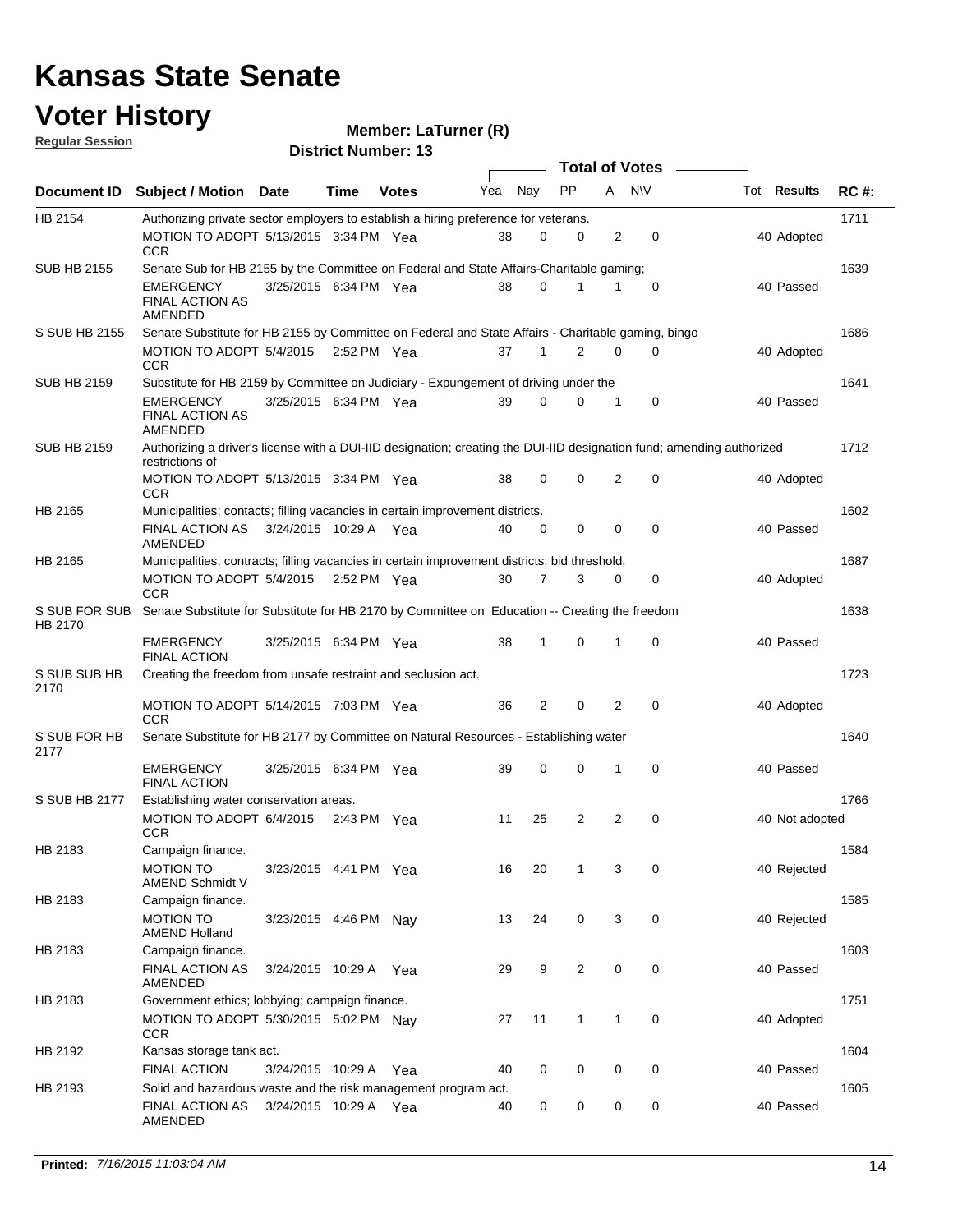# Kansas State Senate

# Voter History

**Regular Session**

**Member: LaTurner (R)**

**District Number: 13**

| Document ID | Subject / Motion | Date | Time | Votes | Yea | Nay | PP | A | N\V | Tot | Results | RC #: |
|---|---|---|---|---|---|---|---|---|---|---|---|---|
| HB 2154 | Authorizing private sector employers to establish a hiring preference for veterans. | | | | | | | | | | | 1711 |
| | MOTION TO ADOPT CCR | 5/13/2015 | 3:34 PM | Yea | 38 | 0 | 0 | 2 | 0 | 40 | Adopted | |
| SUB HB 2155 | Senate Sub for HB 2155 by the Committee on Federal and State Affairs-Charitable gaming; | | | | | | | | | | | 1639 |
| | EMERGENCY FINAL ACTION AS AMENDED | 3/25/2015 | 6:34 PM | Yea | 38 | 0 | 1 | 1 | 0 | 40 | Passed | |
| S SUB HB 2155 | Senate Substitute for HB 2155 by Committee on Federal and State Affairs - Charitable gaming, bingo | | | | | | | | | | | 1686 |
| | MOTION TO ADOPT CCR | 5/4/2015 | 2:52 PM | Yea | 37 | 1 | 2 | 0 | 0 | 40 | Adopted | |
| SUB HB 2159 | Substitute for HB 2159 by Committee on Judiciary - Expungement of driving under the | | | | | | | | | | | 1641 |
| | EMERGENCY FINAL ACTION AS AMENDED | 3/25/2015 | 6:34 PM | Yea | 39 | 0 | 0 | 1 | 0 | 40 | Passed | |
| SUB HB 2159 | Authorizing a driver's license with a DUI-IID designation; creating the DUI-IID designation fund; amending authorized restrictions of | | | | | | | | | | | 1712 |
| | MOTION TO ADOPT CCR | 5/13/2015 | 3:34 PM | Yea | 38 | 0 | 0 | 2 | 0 | 40 | Adopted | |
| HB 2165 | Municipalities; contacts; filling vacancies in certain improvement districts. | | | | | | | | | | | 1602 |
| | FINAL ACTION AS AMENDED | 3/24/2015 | 10:29 A | Yea | 40 | 0 | 0 | 0 | 0 | 40 | Passed | |
| HB 2165 | Municipalities, contracts; filling vacancies in certain improvement districts; bid threshold, | | | | | | | | | | | 1687 |
| | MOTION TO ADOPT CCR | 5/4/2015 | 2:52 PM | Yea | 30 | 7 | 3 | 0 | 0 | 40 | Adopted | |
| S SUB FOR SUB HB 2170 | Senate Substitute for Substitute for HB 2170 by Committee on Education -- Creating the freedom | | | | | | | | | | | 1638 |
| | EMERGENCY FINAL ACTION | 3/25/2015 | 6:34 PM | Yea | 38 | 1 | 0 | 1 | 0 | 40 | Passed | |
| S SUB SUB HB 2170 | Creating the freedom from unsafe restraint and seclusion act. | | | | | | | | | | | 1723 |
| | MOTION TO ADOPT CCR | 5/14/2015 | 7:03 PM | Yea | 36 | 2 | 0 | 2 | 0 | 40 | Adopted | |
| S SUB FOR HB 2177 | Senate Substitute for HB 2177 by Committee on Natural Resources - Establishing water | | | | | | | | | | | 1640 |
| | EMERGENCY FINAL ACTION | 3/25/2015 | 6:34 PM | Yea | 39 | 0 | 0 | 1 | 0 | 40 | Passed | |
| S SUB HB 2177 | Establishing water conservation areas. | | | | | | | | | | | 1766 |
| | MOTION TO ADOPT CCR | 6/4/2015 | 2:43 PM | Yea | 11 | 25 | 2 | 2 | 0 | 40 | Not adopted | |
| HB 2183 | Campaign finance. | | | | | | | | | | | 1584 |
| | MOTION TO AMEND Schmidt V | 3/23/2015 | 4:41 PM | Yea | 16 | 20 | 1 | 3 | 0 | 40 | Rejected | |
| HB 2183 | Campaign finance. | | | | | | | | | | | 1585 |
| | MOTION TO AMEND Holland | 3/23/2015 | 4:46 PM | Nay | 13 | 24 | 0 | 3 | 0 | 40 | Rejected | |
| HB 2183 | Campaign finance. | | | | | | | | | | | 1603 |
| | FINAL ACTION AS AMENDED | 3/24/2015 | 10:29 A | Yea | 29 | 9 | 2 | 0 | 0 | 40 | Passed | |
| HB 2183 | Government ethics; lobbying; campaign finance. | | | | | | | | | | | 1751 |
| | MOTION TO ADOPT CCR | 5/30/2015 | 5:02 PM | Nay | 27 | 11 | 1 | 1 | 0 | 40 | Adopted | |
| HB 2192 | Kansas storage tank act. | | | | | | | | | | | 1604 |
| | FINAL ACTION | 3/24/2015 | 10:29 A | Yea | 40 | 0 | 0 | 0 | 0 | 40 | Passed | |
| HB 2193 | Solid and hazardous waste and the risk management program act. | | | | | | | | | | | 1605 |
| | FINAL ACTION AS AMENDED | 3/24/2015 | 10:29 A | Yea | 40 | 0 | 0 | 0 | 0 | 40 | Passed | |

**Printed:** *7/16/2015 11:03:04 AM*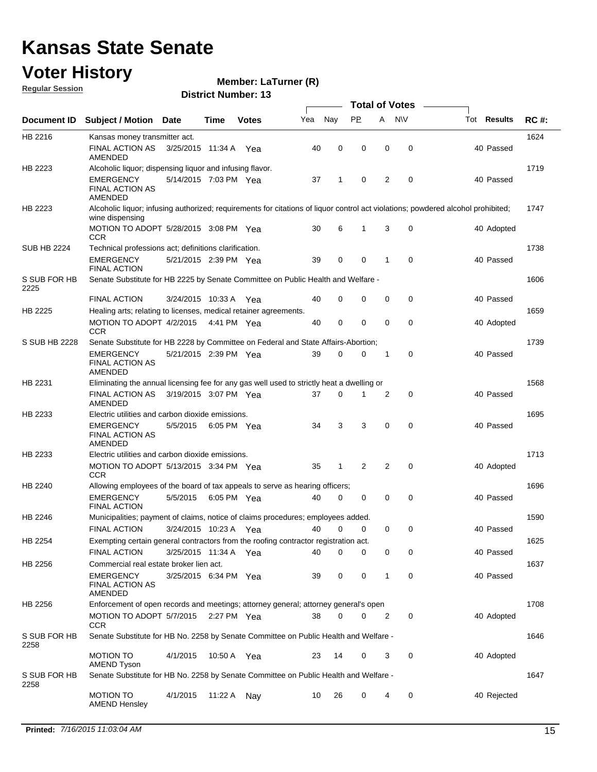# Kansas State Senate

# Voter History

**Regular Session**

**Member: LaTurner (R)**

**District Number: 13**

| Document ID | Subject / Motion | Date | Time | Votes | Yea | Nay | PP | A | N\V | Tot | Results | RC #: |
|---|---|---|---|---|---|---|---|---|---|---|---|---|
| HB 2216 | Kansas money transmitter act. | | | | | | | | | | | 1624 |
| | FINAL ACTION AS AMENDED | 3/25/2015 | 11:34 A | Yea | 40 | 0 | 0 | 0 | 0 | 40 | Passed | |
| HB 2223 | Alcoholic liquor; dispensing liquor and infusing flavor. | | | | | | | | | | | 1719 |
| | EMERGENCY FINAL ACTION AS AMENDED | 5/14/2015 | 7:03 PM | Yea | 37 | 1 | 0 | 2 | 0 | 40 | Passed | |
| HB 2223 | Alcoholic liquor; infusing authorized; requirements for citations of liquor control act violations; powdered alcohol prohibited; wine dispensing | | | | | | | | | | | 1747 |
| | MOTION TO ADOPT CCR | 5/28/2015 | 3:08 PM | Yea | 30 | 6 | 1 | 3 | 0 | 40 | Adopted | |
| SUB HB 2224 | Technical professions act; definitions clarification. | | | | | | | | | | | 1738 |
| | EMERGENCY FINAL ACTION | 5/21/2015 | 2:39 PM | Yea | 39 | 0 | 0 | 1 | 0 | 40 | Passed | |
| S SUB FOR HB 2225 | Senate Substitute for HB 2225 by Senate Committee on Public Health and Welfare - | | | | | | | | | | | 1606 |
| | FINAL ACTION | 3/24/2015 | 10:33 A | Yea | 40 | 0 | 0 | 0 | 0 | 40 | Passed | |
| HB 2225 | Healing arts; relating to licenses, medical retainer agreements. | | | | | | | | | | | 1659 |
| | MOTION TO ADOPT CCR | 4/2/2015 | 4:41 PM | Yea | 40 | 0 | 0 | 0 | 0 | 40 | Adopted | |
| S SUB HB 2228 | Senate Substitute for HB 2228 by Committee on Federal and State Affairs-Abortion; | | | | | | | | | | | 1739 |
| | EMERGENCY FINAL ACTION AS AMENDED | 5/21/2015 | 2:39 PM | Yea | 39 | 0 | 0 | 1 | 0 | 40 | Passed | |
| HB 2231 | Eliminating the annual licensing fee for any gas well used to strictly heat a dwelling or | | | | | | | | | | | 1568 |
| | FINAL ACTION AS AMENDED | 3/19/2015 | 3:07 PM | Yea | 37 | 0 | 1 | 2 | 0 | 40 | Passed | |
| HB 2233 | Electric utilities and carbon dioxide emissions. | | | | | | | | | | | 1695 |
| | EMERGENCY FINAL ACTION AS AMENDED | 5/5/2015 | 6:05 PM | Yea | 34 | 3 | 3 | 0 | 0 | 40 | Passed | |
| HB 2233 | Electric utilities and carbon dioxide emissions. | | | | | | | | | | | 1713 |
| | MOTION TO ADOPT CCR | 5/13/2015 | 3:34 PM | Yea | 35 | 1 | 2 | 2 | 0 | 40 | Adopted | |
| HB 2240 | Allowing employees of the board of tax appeals to serve as hearing officers; | | | | | | | | | | | 1696 |
| | EMERGENCY FINAL ACTION | 5/5/2015 | 6:05 PM | Yea | 40 | 0 | 0 | 0 | 0 | 40 | Passed | |
| HB 2246 | Municipalities; payment of claims, notice of claims procedures; employees added. | | | | | | | | | | | 1590 |
| | FINAL ACTION | 3/24/2015 | 10:23 A | Yea | 40 | 0 | 0 | 0 | 0 | 40 | Passed | |
| HB 2254 | Exempting certain general contractors from the roofing contractor registration act. | | | | | | | | | | | 1625 |
| | FINAL ACTION | 3/25/2015 | 11:34 A | Yea | 40 | 0 | 0 | 0 | 0 | 40 | Passed | |
| HB 2256 | Commercial real estate broker lien act. | | | | | | | | | | | 1637 |
| | EMERGENCY FINAL ACTION AS AMENDED | 3/25/2015 | 6:34 PM | Yea | 39 | 0 | 0 | 1 | 0 | 40 | Passed | |
| HB 2256 | Enforcement of open records and meetings; attorney general; attorney general's open | | | | | | | | | | | 1708 |
| | MOTION TO ADOPT CCR | 5/7/2015 | 2:27 PM | Yea | 38 | 0 | 0 | 2 | 0 | 40 | Adopted | |
| S SUB FOR HB 2258 | Senate Substitute for HB No. 2258 by Senate Committee on Public Health and Welfare - | | | | | | | | | | | 1646 |
| | MOTION TO AMEND Tyson | 4/1/2015 | 10:50 A | Yea | 23 | 14 | 0 | 3 | 0 | 40 | Adopted | |
| S SUB FOR HB 2258 | Senate Substitute for HB No. 2258 by Senate Committee on Public Health and Welfare - | | | | | | | | | | | 1647 |
| | MOTION TO AMEND Hensley | 4/1/2015 | 11:22 A | Nay | 10 | 26 | 0 | 4 | 0 | 40 | Rejected | |

**Printed:** *7/16/2015 11:03:04 AM*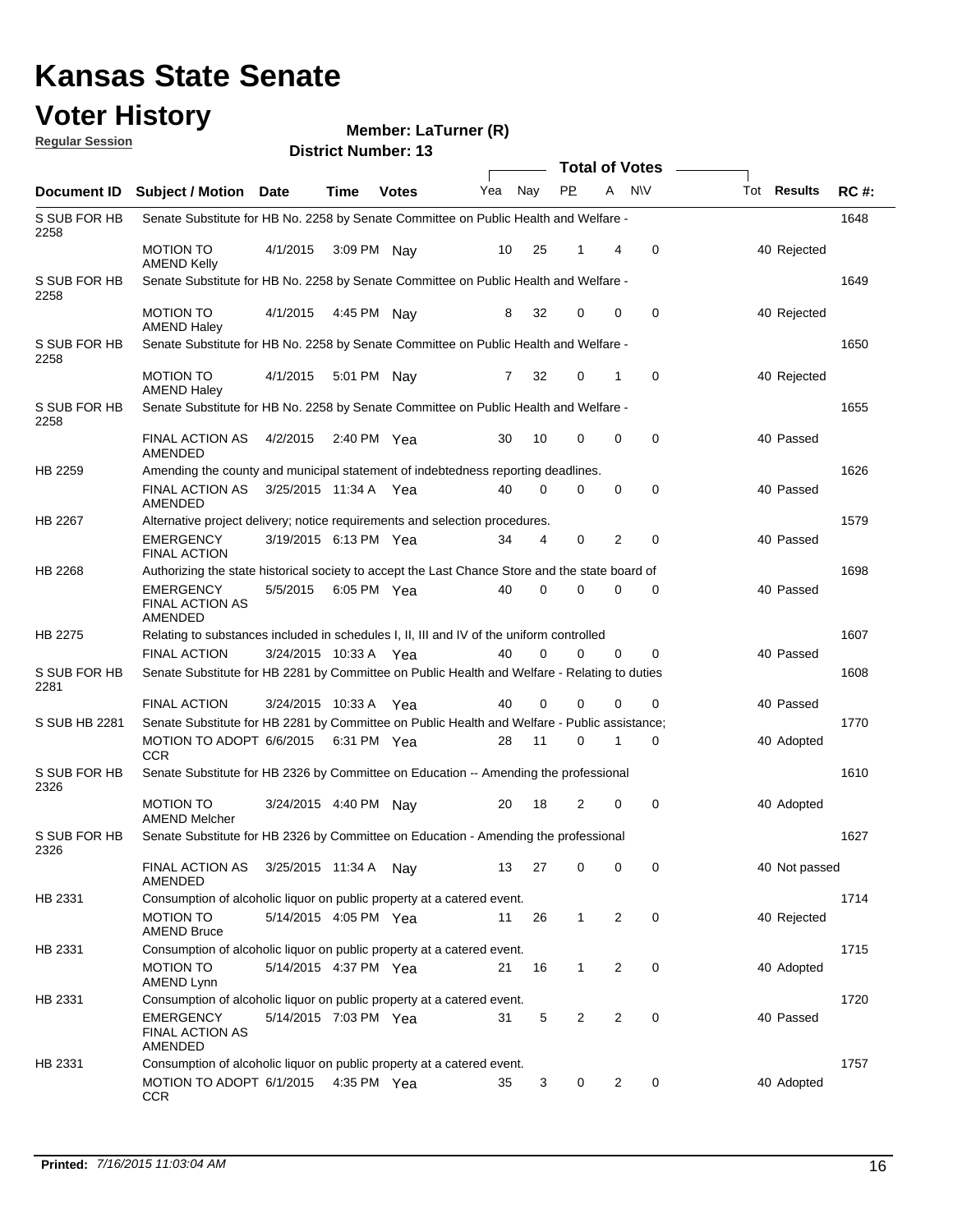# Kansas State Senate

# Voter History

**Regular Session**

**Member: LaTurner (R)**

**District Number: 13**

| Document ID | Subject / Motion | Date | Time | Votes | Yea | Nay | PP | A | N\V | Tot | Results | RC #: |
|---|---|---|---|---|---|---|---|---|---|---|---|---|
| S SUB FOR HB 2258 | Senate Substitute for HB No. 2258 by Senate Committee on Public Health and Welfare - | | | | | | | | | | | 1648 |
| | MOTION TO AMEND Kelly | 4/1/2015 | 3:09 PM | Nay | 10 | 25 | 1 | 4 | 0 | 40 | Rejected | |
| S SUB FOR HB 2258 | Senate Substitute for HB No. 2258 by Senate Committee on Public Health and Welfare - | | | | | | | | | | | 1649 |
| | MOTION TO AMEND Haley | 4/1/2015 | 4:45 PM | Nay | 8 | 32 | 0 | 0 | 0 | 40 | Rejected | |
| S SUB FOR HB 2258 | Senate Substitute for HB No. 2258 by Senate Committee on Public Health and Welfare - | | | | | | | | | | | 1650 |
| | MOTION TO AMEND Haley | 4/1/2015 | 5:01 PM | Nay | 7 | 32 | 0 | 1 | 0 | 40 | Rejected | |
| S SUB FOR HB 2258 | Senate Substitute for HB No. 2258 by Senate Committee on Public Health and Welfare - | | | | | | | | | | | 1655 |
| | FINAL ACTION AS AMENDED | 4/2/2015 | 2:40 PM | Yea | 30 | 10 | 0 | 0 | 0 | 40 | Passed | |
| HB 2259 | Amending the county and municipal statement of indebtedness reporting deadlines. | | | | | | | | | | | 1626 |
| | FINAL ACTION AS AMENDED | 3/25/2015 | 11:34 A | Yea | 40 | 0 | 0 | 0 | 0 | 40 | Passed | |
| HB 2267 | Alternative project delivery; notice requirements and selection procedures. | | | | | | | | | | | 1579 |
| | EMERGENCY FINAL ACTION | 3/19/2015 | 6:13 PM | Yea | 34 | 4 | 0 | 2 | 0 | 40 | Passed | |
| HB 2268 | Authorizing the state historical society to accept the Last Chance Store and the state board of | | | | | | | | | | | 1698 |
| | EMERGENCY FINAL ACTION AS AMENDED | 5/5/2015 | 6:05 PM | Yea | 40 | 0 | 0 | 0 | 0 | 40 | Passed | |
| HB 2275 | Relating to substances included in schedules I, II, III and IV of the uniform controlled | | | | | | | | | | | 1607 |
| | FINAL ACTION | 3/24/2015 | 10:33 A | Yea | 40 | 0 | 0 | 0 | 0 | 40 | Passed | |
| S SUB FOR HB 2281 | Senate Substitute for HB 2281 by Committee on Public Health and Welfare - Relating to duties | | | | | | | | | | | 1608 |
| | FINAL ACTION | 3/24/2015 | 10:33 A | Yea | 40 | 0 | 0 | 0 | 0 | 40 | Passed | |
| S SUB HB 2281 | Senate Substitute for HB 2281 by Committee on Public Health and Welfare - Public assistance; | | | | | | | | | | | 1770 |
| | MOTION TO ADOPT CCR | 6/6/2015 | 6:31 PM | Yea | 28 | 11 | 0 | 1 | 0 | 40 | Adopted | |
| S SUB FOR HB 2326 | Senate Substitute for HB 2326 by Committee on Education -- Amending the professional | | | | | | | | | | | 1610 |
| | MOTION TO AMEND Melcher | 3/24/2015 | 4:40 PM | Nay | 20 | 18 | 2 | 0 | 0 | 40 | Adopted | |
| S SUB FOR HB 2326 | Senate Substitute for HB 2326 by Committee on Education - Amending the professional | | | | | | | | | | | 1627 |
| | FINAL ACTION AS AMENDED | 3/25/2015 | 11:34 A | Nay | 13 | 27 | 0 | 0 | 0 | 40 | Not passed | |
| HB 2331 | Consumption of alcoholic liquor on public property at a catered event. | | | | | | | | | | | 1714 |
| | MOTION TO AMEND Bruce | 5/14/2015 | 4:05 PM | Yea | 11 | 26 | 1 | 2 | 0 | 40 | Rejected | |
| HB 2331 | Consumption of alcoholic liquor on public property at a catered event. | | | | | | | | | | | 1715 |
| | MOTION TO AMEND Lynn | 5/14/2015 | 4:37 PM | Yea | 21 | 16 | 1 | 2 | 0 | 40 | Adopted | |
| HB 2331 | Consumption of alcoholic liquor on public property at a catered event. | | | | | | | | | | | 1720 |
| | EMERGENCY FINAL ACTION AS AMENDED | 5/14/2015 | 7:03 PM | Yea | 31 | 5 | 2 | 2 | 0 | 40 | Passed | |
| HB 2331 | Consumption of alcoholic liquor on public property at a catered event. | | | | | | | | | | | 1757 |
| | MOTION TO ADOPT CCR | 6/1/2015 | 4:35 PM | Yea | 35 | 3 | 0 | 2 | 0 | 40 | Adopted | |

**Printed:** *7/16/2015 11:03:04 AM*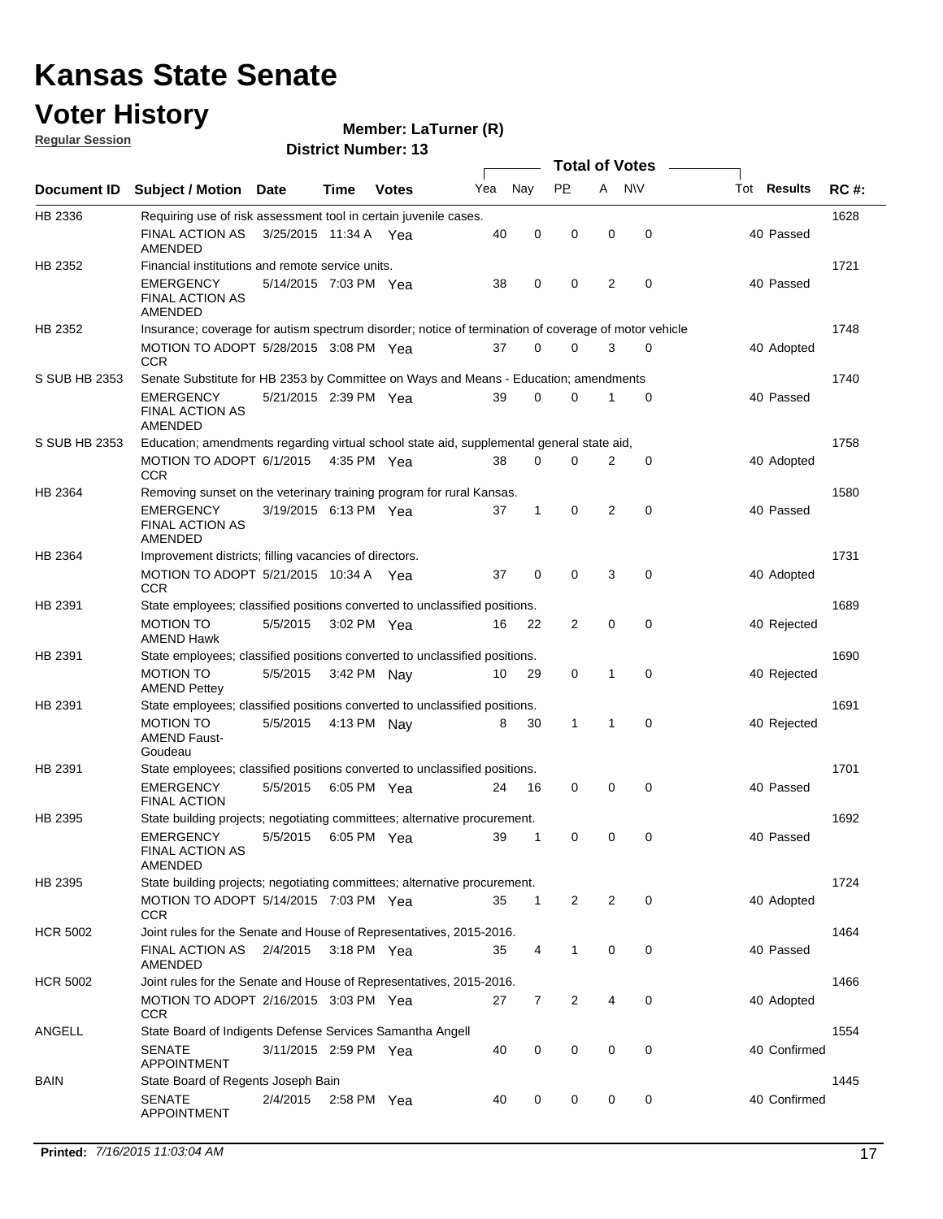# Kansas State Senate

# Voter History

**Regular Session**

**Member: LaTurner (R)**

**District Number: 13**

| Document ID | Subject / Motion | Date | Time | Votes | Yea | Nay | PP | A | N\V | Tot | Results | RC #: |
|---|---|---|---|---|---|---|---|---|---|---|---|---|
| HB 2336 | Requiring use of risk assessment tool in certain juvenile cases. | | | | | | | | | | | 1628 |
| | FINAL ACTION AS AMENDED | 3/25/2015 | 11:34 A | Yea | 40 | 0 | 0 | 0 | 0 | 40 | Passed | |
| HB 2352 | Financial institutions and remote service units. | | | | | | | | | | | 1721 |
| | EMERGENCY FINAL ACTION AS AMENDED | 5/14/2015 | 7:03 PM | Yea | 38 | 0 | 0 | 2 | 0 | 40 | Passed | |
| HB 2352 | Insurance; coverage for autism spectrum disorder; notice of termination of coverage of motor vehicle | | | | | | | | | | | 1748 |
| | MOTION TO ADOPT CCR | 5/28/2015 | 3:08 PM | Yea | 37 | 0 | 0 | 3 | 0 | 40 | Adopted | |
| S SUB HB 2353 | Senate Substitute for HB 2353 by Committee on Ways and Means - Education; amendments | | | | | | | | | | | 1740 |
| | EMERGENCY FINAL ACTION AS AMENDED | 5/21/2015 | 2:39 PM | Yea | 39 | 0 | 0 | 1 | 0 | 40 | Passed | |
| S SUB HB 2353 | Education; amendments regarding virtual school state aid, supplemental general state aid, | | | | | | | | | | | 1758 |
| | MOTION TO ADOPT CCR | 6/1/2015 | 4:35 PM | Yea | 38 | 0 | 0 | 2 | 0 | 40 | Adopted | |
| HB 2364 | Removing sunset on the veterinary training program for rural Kansas. | | | | | | | | | | | 1580 |
| | EMERGENCY FINAL ACTION AS AMENDED | 3/19/2015 | 6:13 PM | Yea | 37 | 1 | 0 | 2 | 0 | 40 | Passed | |
| HB 2364 | Improvement districts; filling vacancies of directors. | | | | | | | | | | | 1731 |
| | MOTION TO ADOPT CCR | 5/21/2015 | 10:34 A | Yea | 37 | 0 | 0 | 3 | 0 | 40 | Adopted | |
| HB 2391 | State employees; classified positions converted to unclassified positions. | | | | | | | | | | | 1689 |
| | MOTION TO AMEND Hawk | 5/5/2015 | 3:02 PM | Yea | 16 | 22 | 2 | 0 | 0 | 40 | Rejected | |
| HB 2391 | State employees; classified positions converted to unclassified positions. | | | | | | | | | | | 1690 |
| | MOTION TO AMEND Pettey | 5/5/2015 | 3:42 PM | Nay | 10 | 29 | 0 | 1 | 0 | 40 | Rejected | |
| HB 2391 | State employees; classified positions converted to unclassified positions. | | | | | | | | | | | 1691 |
| | MOTION TO AMEND Faust-Goudeau | 5/5/2015 | 4:13 PM | Nay | 8 | 30 | 1 | 1 | 0 | 40 | Rejected | |
| HB 2391 | State employees; classified positions converted to unclassified positions. | | | | | | | | | | | 1701 |
| | EMERGENCY FINAL ACTION | 5/5/2015 | 6:05 PM | Yea | 24 | 16 | 0 | 0 | 0 | 40 | Passed | |
| HB 2395 | State building projects; negotiating committees; alternative procurement. | | | | | | | | | | | 1692 |
| | EMERGENCY FINAL ACTION AS AMENDED | 5/5/2015 | 6:05 PM | Yea | 39 | 1 | 0 | 0 | 0 | 40 | Passed | |
| HB 2395 | State building projects; negotiating committees; alternative procurement. | | | | | | | | | | | 1724 |
| | MOTION TO ADOPT CCR | 5/14/2015 | 7:03 PM | Yea | 35 | 1 | 2 | 2 | 0 | 40 | Adopted | |
| HCR 5002 | Joint rules for the Senate and House of Representatives, 2015-2016. | | | | | | | | | | | 1464 |
| | FINAL ACTION AS AMENDED | 2/4/2015 | 3:18 PM | Yea | 35 | 4 | 1 | 0 | 0 | 40 | Passed | |
| HCR 5002 | Joint rules for the Senate and House of Representatives, 2015-2016. | | | | | | | | | | | 1466 |
| | MOTION TO ADOPT CCR | 2/16/2015 | 3:03 PM | Yea | 27 | 7 | 2 | 4 | 0 | 40 | Adopted | |
| ANGELL | State Board of Indigents Defense Services Samantha Angell | | | | | | | | | | | 1554 |
| | SENATE APPOINTMENT | 3/11/2015 | 2:59 PM | Yea | 40 | 0 | 0 | 0 | 0 | 40 | Confirmed | |
| BAIN | State Board of Regents Joseph Bain | | | | | | | | | | | 1445 |
| | SENATE APPOINTMENT | 2/4/2015 | 2:58 PM | Yea | 40 | 0 | 0 | 0 | 0 | 40 | Confirmed | |

**Printed:** *7/16/2015 11:03:04 AM*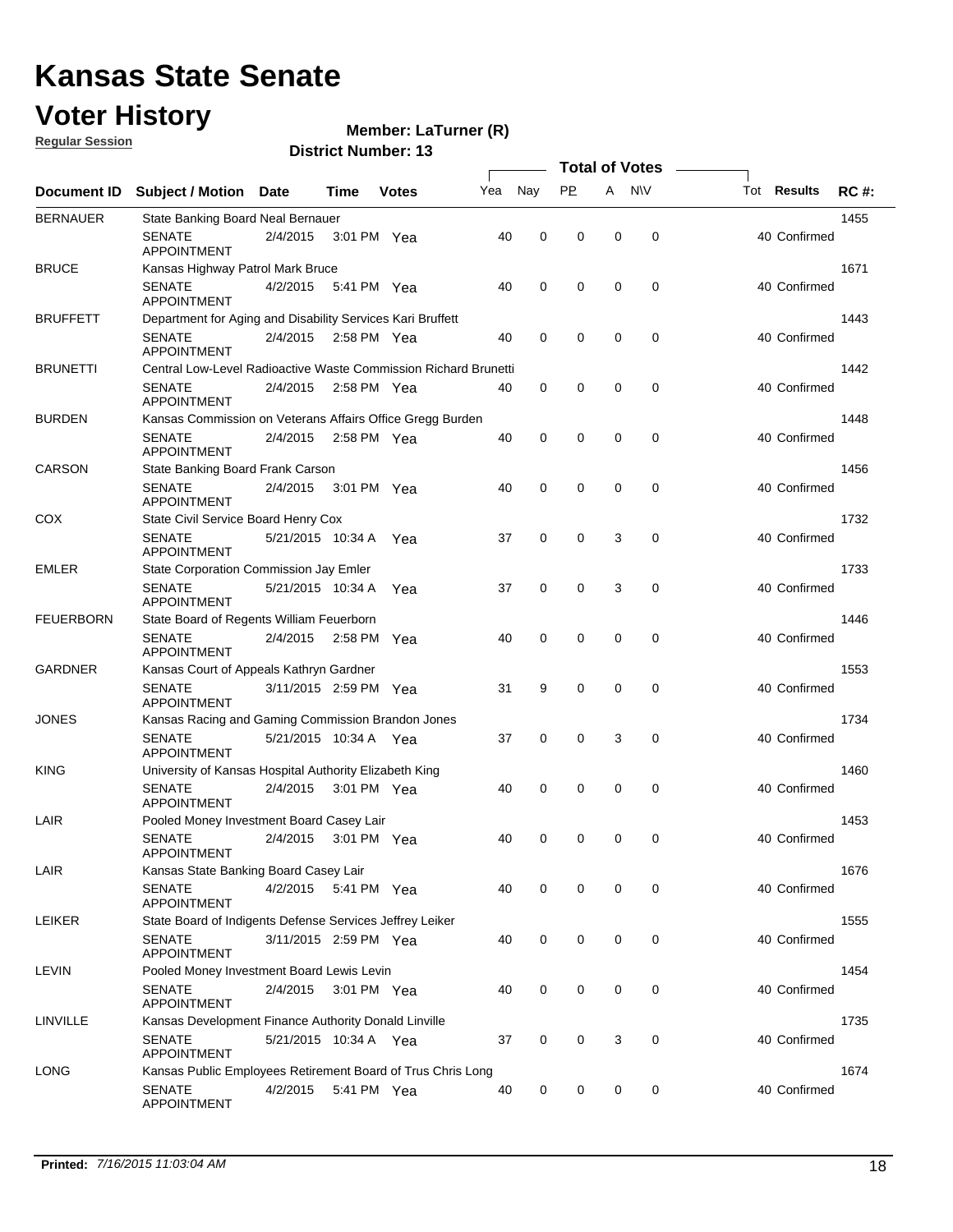# Kansas State Senate

# Voter History

**Regular Session**

**Member: LaTurner (R)**

**District Number: 13**

| Document ID | Subject / Motion | Date | Time | Votes | Yea | Nay | PP | A | N\V | Tot | Results | RC #: |
|---|---|---|---|---|---|---|---|---|---|---|---|---|
| BERNAUER | State Banking Board Neal Bernauer | | | | | | | | | | | 1455 |
| | SENATE APPOINTMENT | 2/4/2015 | 3:01 PM | Yea | 40 | 0 | 0 | 0 | 0 | 40 | Confirmed | |
| BRUCE | Kansas Highway Patrol Mark Bruce | | | | | | | | | | | 1671 |
| | SENATE APPOINTMENT | 4/2/2015 | 5:41 PM | Yea | 40 | 0 | 0 | 0 | 0 | 40 | Confirmed | |
| BRUFFETT | Department for Aging and Disability Services Kari Bruffett | | | | | | | | | | | 1443 |
| | SENATE APPOINTMENT | 2/4/2015 | 2:58 PM | Yea | 40 | 0 | 0 | 0 | 0 | 40 | Confirmed | |
| BRUNETTI | Central Low-Level Radioactive Waste Commission Richard Brunetti | | | | | | | | | | | 1442 |
| | SENATE APPOINTMENT | 2/4/2015 | 2:58 PM | Yea | 40 | 0 | 0 | 0 | 0 | 40 | Confirmed | |
| BURDEN | Kansas Commission on Veterans Affairs Office Gregg Burden | | | | | | | | | | | 1448 |
| | SENATE APPOINTMENT | 2/4/2015 | 2:58 PM | Yea | 40 | 0 | 0 | 0 | 0 | 40 | Confirmed | |
| CARSON | State Banking Board Frank Carson | | | | | | | | | | | 1456 |
| | SENATE APPOINTMENT | 2/4/2015 | 3:01 PM | Yea | 40 | 0 | 0 | 0 | 0 | 40 | Confirmed | |
| COX | State Civil Service Board Henry Cox | | | | | | | | | | | 1732 |
| | SENATE APPOINTMENT | 5/21/2015 | 10:34 A | Yea | 37 | 0 | 0 | 3 | 0 | 40 | Confirmed | |
| EMLER | State Corporation Commission Jay Emler | | | | | | | | | | | 1733 |
| | SENATE APPOINTMENT | 5/21/2015 | 10:34 A | Yea | 37 | 0 | 0 | 3 | 0 | 40 | Confirmed | |
| FEUERBORN | State Board of Regents William Feuerborn | | | | | | | | | | | 1446 |
| | SENATE APPOINTMENT | 2/4/2015 | 2:58 PM | Yea | 40 | 0 | 0 | 0 | 0 | 40 | Confirmed | |
| GARDNER | Kansas Court of Appeals Kathryn Gardner | | | | | | | | | | | 1553 |
| | SENATE APPOINTMENT | 3/11/2015 | 2:59 PM | Yea | 31 | 9 | 0 | 0 | 0 | 40 | Confirmed | |
| JONES | Kansas Racing and Gaming Commission Brandon Jones | | | | | | | | | | | 1734 |
| | SENATE APPOINTMENT | 5/21/2015 | 10:34 A | Yea | 37 | 0 | 0 | 3 | 0 | 40 | Confirmed | |
| KING | University of Kansas Hospital Authority Elizabeth King | | | | | | | | | | | 1460 |
| | SENATE APPOINTMENT | 2/4/2015 | 3:01 PM | Yea | 40 | 0 | 0 | 0 | 0 | 40 | Confirmed | |
| LAIR | Pooled Money Investment Board Casey Lair | | | | | | | | | | | 1453 |
| | SENATE APPOINTMENT | 2/4/2015 | 3:01 PM | Yea | 40 | 0 | 0 | 0 | 0 | 40 | Confirmed | |
| LAIR | Kansas State Banking Board Casey Lair | | | | | | | | | | | 1676 |
| | SENATE APPOINTMENT | 4/2/2015 | 5:41 PM | Yea | 40 | 0 | 0 | 0 | 0 | 40 | Confirmed | |
| LEIKER | State Board of Indigents Defense Services Jeffrey Leiker | | | | | | | | | | | 1555 |
| | SENATE APPOINTMENT | 3/11/2015 | 2:59 PM | Yea | 40 | 0 | 0 | 0 | 0 | 40 | Confirmed | |
| LEVIN | Pooled Money Investment Board Lewis Levin | | | | | | | | | | | 1454 |
| | SENATE APPOINTMENT | 2/4/2015 | 3:01 PM | Yea | 40 | 0 | 0 | 0 | 0 | 40 | Confirmed | |
| LINVILLE | Kansas Development Finance Authority Donald Linville | | | | | | | | | | | 1735 |
| | SENATE APPOINTMENT | 5/21/2015 | 10:34 A | Yea | 37 | 0 | 0 | 3 | 0 | 40 | Confirmed | |
| LONG | Kansas Public Employees Retirement Board of Trus Chris Long | | | | | | | | | | | 1674 |
| | SENATE APPOINTMENT | 4/2/2015 | 5:41 PM | Yea | 40 | 0 | 0 | 0 | 0 | 40 | Confirmed | |

**Printed:** *7/16/2015 11:03:04 AM*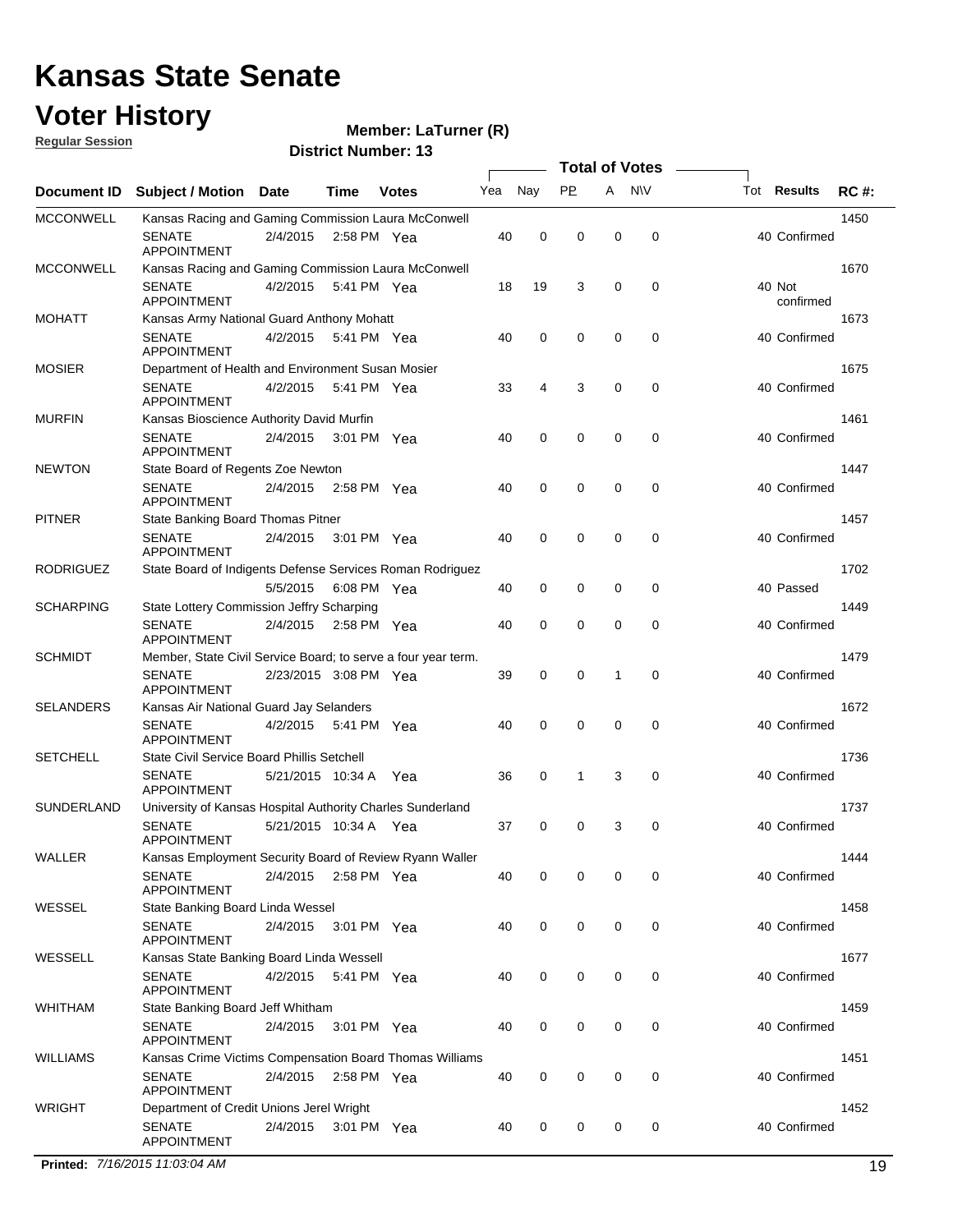# Kansas State Senate

## Voter History

**Regular Session**

**Member: LaTurner (R)**

**District Number: 13**

| Document ID | Subject / Motion | Date | Time | Votes | Yea | Nay | PP | A | N\V | Tot | Results | RC #: |
|---|---|---|---|---|---|---|---|---|---|---|---|---|
| MCCONWELL | Kansas Racing and Gaming Commission Laura McConwell | | | | | | | | | | | 1450 |
| | SENATE APPOINTMENT | 2/4/2015 | 2:58 PM | Yea | 40 | 0 | 0 | 0 | 0 | 40 | Confirmed | |
| MCCONWELL | Kansas Racing and Gaming Commission Laura McConwell | | | | | | | | | | | 1670 |
| | SENATE APPOINTMENT | 4/2/2015 | 5:41 PM | Yea | 18 | 19 | 3 | 0 | 0 | 40 | Not confirmed | |
| MOHATT | Kansas Army National Guard Anthony Mohatt | | | | | | | | | | | 1673 |
| | SENATE APPOINTMENT | 4/2/2015 | 5:41 PM | Yea | 40 | 0 | 0 | 0 | 0 | 40 | Confirmed | |
| MOSIER | Department of Health and Environment Susan Mosier | | | | | | | | | | | 1675 |
| | SENATE APPOINTMENT | 4/2/2015 | 5:41 PM | Yea | 33 | 4 | 3 | 0 | 0 | 40 | Confirmed | |
| MURFIN | Kansas Bioscience Authority David Murfin | | | | | | | | | | | 1461 |
| | SENATE APPOINTMENT | 2/4/2015 | 3:01 PM | Yea | 40 | 0 | 0 | 0 | 0 | 40 | Confirmed | |
| NEWTON | State Board of Regents Zoe Newton | | | | | | | | | | | 1447 |
| | SENATE APPOINTMENT | 2/4/2015 | 2:58 PM | Yea | 40 | 0 | 0 | 0 | 0 | 40 | Confirmed | |
| PITNER | State Banking Board Thomas Pitner | | | | | | | | | | | 1457 |
| | SENATE APPOINTMENT | 2/4/2015 | 3:01 PM | Yea | 40 | 0 | 0 | 0 | 0 | 40 | Confirmed | |
| RODRIGUEZ | State Board of Indigents Defense Services Roman Rodriguez | | | | | | | | | | | 1702 |
| | | 5/5/2015 | 6:08 PM | Yea | 40 | 0 | 0 | 0 | 0 | 40 | Passed | |
| SCHARPING | State Lottery Commission Jeffry Scharping | | | | | | | | | | | 1449 |
| | SENATE APPOINTMENT | 2/4/2015 | 2:58 PM | Yea | 40 | 0 | 0 | 0 | 0 | 40 | Confirmed | |
| SCHMIDT | Member, State Civil Service Board; to serve a four year term. | | | | | | | | | | | 1479 |
| | SENATE APPOINTMENT | 2/23/2015 | 3:08 PM | Yea | 39 | 0 | 0 | 1 | 0 | 40 | Confirmed | |
| SELANDERS | Kansas Air National Guard Jay Selanders | | | | | | | | | | | 1672 |
| | SENATE APPOINTMENT | 4/2/2015 | 5:41 PM | Yea | 40 | 0 | 0 | 0 | 0 | 40 | Confirmed | |
| SETCHELL | State Civil Service Board Phillis Setchell | | | | | | | | | | | 1736 |
| | SENATE APPOINTMENT | 5/21/2015 | 10:34 A | Yea | 36 | 0 | 1 | 3 | 0 | 40 | Confirmed | |
| SUNDERLAND | University of Kansas Hospital Authority Charles Sunderland | | | | | | | | | | | 1737 |
| | SENATE APPOINTMENT | 5/21/2015 | 10:34 A | Yea | 37 | 0 | 0 | 3 | 0 | 40 | Confirmed | |
| WALLER | Kansas Employment Security Board of Review Ryann Waller | | | | | | | | | | | 1444 |
| | SENATE APPOINTMENT | 2/4/2015 | 2:58 PM | Yea | 40 | 0 | 0 | 0 | 0 | 40 | Confirmed | |
| WESSEL | State Banking Board Linda Wessel | | | | | | | | | | | 1458 |
| | SENATE APPOINTMENT | 2/4/2015 | 3:01 PM | Yea | 40 | 0 | 0 | 0 | 0 | 40 | Confirmed | |
| WESSELL | Kansas State Banking Board Linda Wessell | | | | | | | | | | | 1677 |
| | SENATE APPOINTMENT | 4/2/2015 | 5:41 PM | Yea | 40 | 0 | 0 | 0 | 0 | 40 | Confirmed | |
| WHITHAM | State Banking Board Jeff Whitham | | | | | | | | | | | 1459 |
| | SENATE APPOINTMENT | 2/4/2015 | 3:01 PM | Yea | 40 | 0 | 0 | 0 | 0 | 40 | Confirmed | |
| WILLIAMS | Kansas Crime Victims Compensation Board Thomas Williams | | | | | | | | | | | 1451 |
| | SENATE APPOINTMENT | 2/4/2015 | 2:58 PM | Yea | 40 | 0 | 0 | 0 | 0 | 40 | Confirmed | |
| WRIGHT | Department of Credit Unions Jerel Wright | | | | | | | | | | | 1452 |
| | SENATE APPOINTMENT | 2/4/2015 | 3:01 PM | Yea | 40 | 0 | 0 | 0 | 0 | 40 | Confirmed | |

**Printed:** *7/16/2015 11:03:04 AM*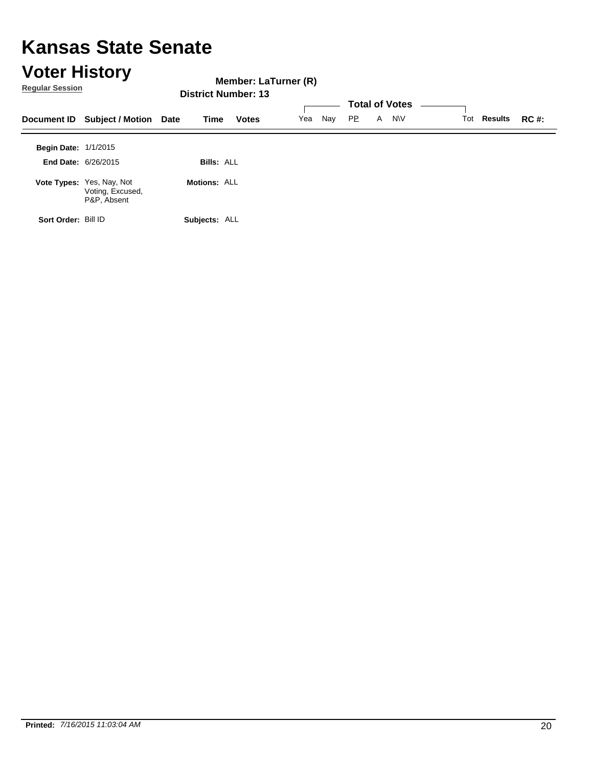# Kansas State Senate

# Voter History

**Regular Session**

**Member: LaTurner (R)**

**District Number: 13**

| Document ID | Subject / Motion | Date | Time | Votes | Yea | Nay | PP | A | N\V | Tot | Results | RC #: |
|---|---|---|---|---|---|---|---|---|---|---|---|---|

**Begin Date:** 1/1/2015

**End Date:** 6/26/2015

**Bills:** ALL

**Vote Types:** Yes, Nay, Not Voting, Excused, P&P, Absent

**Motions:** ALL

**Sort Order:** Bill ID

**Subjects:** ALL

**Printed:** *7/16/2015 11:03:04 AM*